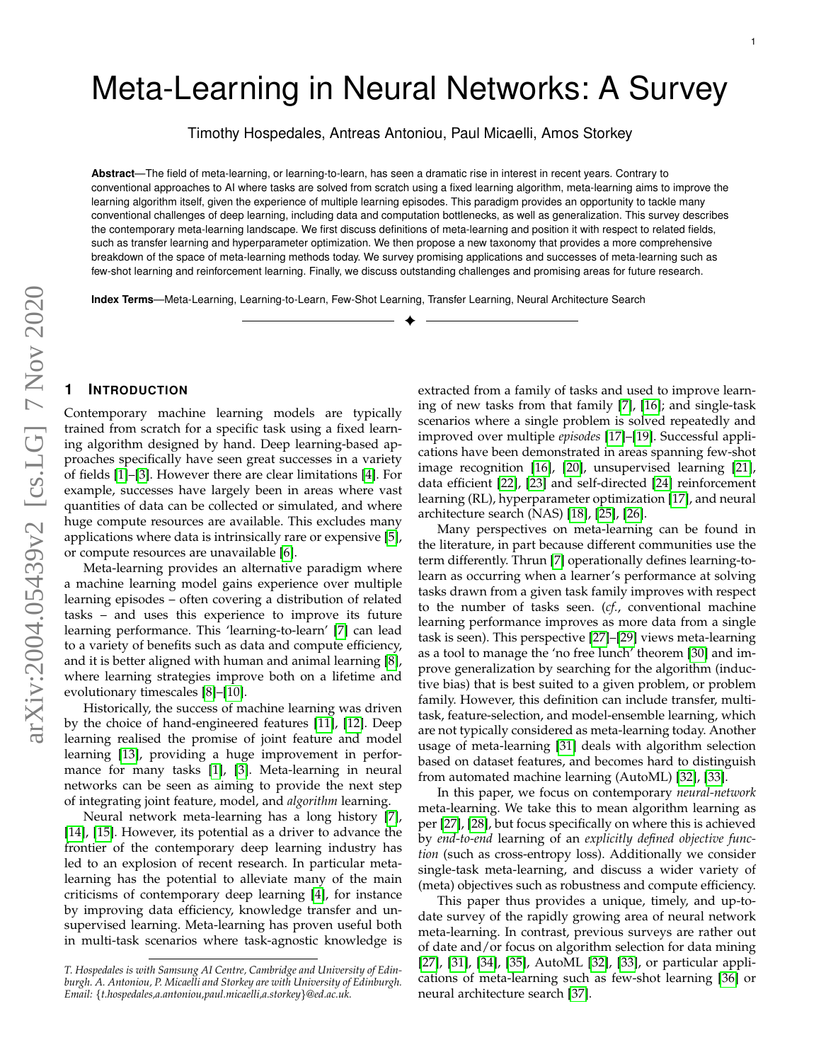# Meta-Learning in Neural Networks: A Survey

Timothy Hospedales, Antreas Antoniou, Paul Micaelli, Amos Storkey

**Abstract**—The field of meta-learning, or learning-to-learn, has seen a dramatic rise in interest in recent years. Contrary to conventional approaches to AI where tasks are solved from scratch using a fixed learning algorithm, meta-learning aims to improve the learning algorithm itself, given the experience of multiple learning episodes. This paradigm provides an opportunity to tackle many conventional challenges of deep learning, including data and computation bottlenecks, as well as generalization. This survey describes the contemporary meta-learning landscape. We first discuss definitions of meta-learning and position it with respect to related fields, such as transfer learning and hyperparameter optimization. We then propose a new taxonomy that provides a more comprehensive breakdown of the space of meta-learning methods today. We survey promising applications and successes of meta-learning such as few-shot learning and reinforcement learning. Finally, we discuss outstanding challenges and promising areas for future research.

**Index Terms**—Meta-Learning, Learning-to-Learn, Few-Shot Learning, Transfer Learning, Neural Architecture Search

## 1 Introduction

Contemporary machine learning models are typically trained from scratch for a specific task using a fixed learning algorithm designed by hand. Deep learning-based approaches specifically have seen great successes in a variety of fields [1]–[3]. However there are clear limitations [4]. For example, successes have largely been in areas where vast quantities of data can be collected or simulated, and where huge compute resources are available. This excludes many applications where data is intrinsically rare or expensive [5], or compute resources are unavailable [6].

Meta-learning provides an alternative paradigm where a machine learning model gains experience over multiple learning episodes – often covering a distribution of related tasks – and uses this experience to improve its future learning performance. This 'learning-to-learn' [7] can lead to a variety of benefits such as data and compute efficiency, and it is better aligned with human and animal learning [8], where learning strategies improve both on a lifetime and evolutionary timescales [8]–[10].

Historically, the success of machine learning was driven by the choice of hand-engineered features [11], [12]. Deep learning realised the promise of joint feature and model learning [13], providing a huge improvement in performance for many tasks [1], [3]. Meta-learning in neural networks can be seen as aiming to provide the next step of integrating joint feature, model, and *algorithm* learning.

Neural network meta-learning has a long history [7], [14], [15]. However, its potential as a driver to advance the frontier of the contemporary deep learning industry has led to an explosion of recent research. In particular meta-learning has the potential to alleviate many of the main criticisms of contemporary deep learning [4], for instance by improving data efficiency, knowledge transfer and unsupervised learning. Meta-learning has proven useful both in multi-task scenarios where task-agnostic knowledge is extracted from a family of tasks and used to improve learning of new tasks from that family [7], [16]; and single-task scenarios where a single problem is solved repeatedly and improved over multiple *episodes* [17]–[19]. Successful applications have been demonstrated in areas spanning few-shot image recognition [16], [20], unsupervised learning [21], data efficient [22], [23] and self-directed [24] reinforcement learning (RL), hyperparameter optimization [17], and neural architecture search (NAS) [18], [25], [26].

Many perspectives on meta-learning can be found in the literature, in part because different communities use the term differently. Thrun [7] operationally defines learning-to-learn as occurring when a learner's performance at solving tasks drawn from a given task family improves with respect to the number of tasks seen. (*cf.*, conventional machine learning performance improves as more data from a single task is seen). This perspective [27]–[29] views meta-learning as a tool to manage the 'no free lunch' theorem [30] and improve generalization by searching for the algorithm (inductive bias) that is best suited to a given problem, or problem family. However, this definition can include transfer, multi-task, feature-selection, and model-ensemble learning, which are not typically considered as meta-learning today. Another usage of meta-learning [31] deals with algorithm selection based on dataset features, and becomes hard to distinguish from automated machine learning (AutoML) [32], [33].

In this paper, we focus on contemporary *neural-network* meta-learning. We take this to mean algorithm learning as per [27], [28], but focus specifically on where this is achieved by *end-to-end* learning of an *explicitly defined objective function* (such as cross-entropy loss). Additionally we consider single-task meta-learning, and discuss a wider variety of (meta) objectives such as robustness and compute efficiency.

This paper thus provides a unique, timely, and up-to-date survey of the rapidly growing area of neural network meta-learning. In contrast, previous surveys are rather out of date and/or focus on algorithm selection for data mining [27], [31], [34], [35], AutoML [32], [33], or particular applications of meta-learning such as few-shot learning [36] or neural architecture search [37].

*T. Hospedales is with Samsung AI Centre, Cambridge and University of Edinburgh. A. Antoniou, P. Micaelli and Storkey are with University of Edinburgh. Email: {t.hospedales,a.antoniou,paul.micaelli,a.storkey}@ed.ac.uk.*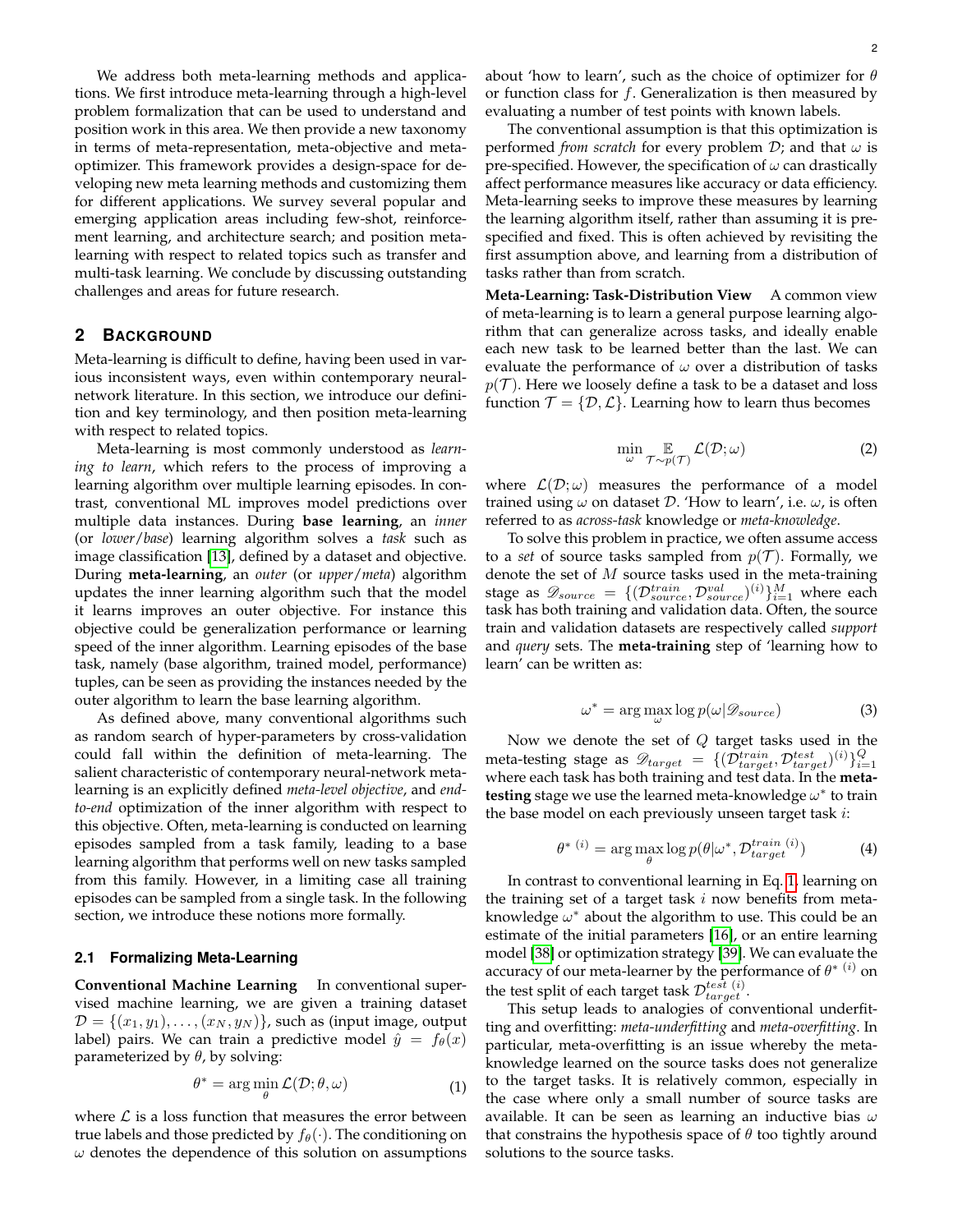We address both meta-learning methods and applications. We first introduce meta-learning through a high-level problem formalization that can be used to understand and position work in this area. We then provide a new taxonomy in terms of meta-representation, meta-objective and meta-optimizer. This framework provides a design-space for developing new meta learning methods and customizing them for different applications. We survey several popular and emerging application areas including few-shot, reinforcement learning, and architecture search; and position meta-learning with respect to related topics such as transfer and multi-task learning. We conclude by discussing outstanding challenges and areas for future research.

## 2 BACKGROUND

Meta-learning is difficult to define, having been used in various inconsistent ways, even within contemporary neural-network literature. In this section, we introduce our definition and key terminology, and then position meta-learning with respect to related topics.

Meta-learning is most commonly understood as *learning to learn*, which refers to the process of improving a learning algorithm over multiple learning episodes. In contrast, conventional ML improves model predictions over multiple data instances. During **base learning**, an *inner* (or *lower*/*base*) learning algorithm solves a *task* such as image classification [13], defined by a dataset and objective. During **meta-learning**, an *outer* (or *upper*/*meta*) algorithm updates the inner learning algorithm such that the model it learns improves an outer objective. For instance this objective could be generalization performance or learning speed of the inner algorithm. Learning episodes of the base task, namely (base algorithm, trained model, performance) tuples, can be seen as providing the instances needed by the outer algorithm to learn the base learning algorithm.

As defined above, many conventional algorithms such as random search of hyper-parameters by cross-validation could fall within the definition of meta-learning. The salient characteristic of contemporary neural-network meta-learning is an explicitly defined *meta-level objective*, and *end-to-end* optimization of the inner algorithm with respect to this objective. Often, meta-learning is conducted on learning episodes sampled from a task family, leading to a base learning algorithm that performs well on new tasks sampled from this family. However, in a limiting case all training episodes can be sampled from a single task. In the following section, we introduce these notions more formally.

### 2.1 Formalizing Meta-Learning

**Conventional Machine Learning** In conventional supervised machine learning, we are given a training dataset $\mathcal{D} = \{(x_1, y_1), \ldots, (x_N, y_N)\}$, such as (input image, output label) pairs. We can train a predictive model $\hat{y} = f_\theta(x)$ parameterized by $\theta$, by solving:

$$\theta^* = \arg\min_{\theta} \mathcal{L}(\mathcal{D}; \theta, \omega) \tag{1}$$

where $\mathcal{L}$ is a loss function that measures the error between true labels and those predicted by $f_\theta(\cdot)$. The conditioning on $\omega$ denotes the dependence of this solution on assumptions about 'how to learn', such as the choice of optimizer for $\theta$ or function class for $f$. Generalization is then measured by evaluating a number of test points with known labels.

The conventional assumption is that this optimization is performed *from scratch* for every problem $\mathcal{D}$; and that $\omega$ is pre-specified. However, the specification of $\omega$ can drastically affect performance measures like accuracy or data efficiency. Meta-learning seeks to improve these measures by learning the learning algorithm itself, rather than assuming it is pre-specified and fixed. This is often achieved by revisiting the first assumption above, and learning from a distribution of tasks rather than from scratch.

**Meta-Learning: Task-Distribution View** A common view of meta-learning is to learn a general purpose learning algorithm that can generalize across tasks, and ideally enable each new task to be learned better than the last. We can evaluate the performance of $\omega$ over a distribution of tasks $p(\mathcal{T})$. Here we loosely define a task to be a dataset and loss function $\mathcal{T} = \{\mathcal{D}, \mathcal{L}\}$. Learning how to learn thus becomes

$$\min_{\omega} \mathop{\mathbb{E}}_{\mathcal{T} \sim p(\mathcal{T})} \mathcal{L}(\mathcal{D}; \omega) \tag{2}$$

where $\mathcal{L}(\mathcal{D}; \omega)$ measures the performance of a model trained using $\omega$ on dataset $\mathcal{D}$. 'How to learn', i.e. $\omega$, is often referred to as *across-task* knowledge or *meta-knowledge*.

To solve this problem in practice, we often assume access to a *set* of source tasks sampled from $p(\mathcal{T})$. Formally, we denote the set of $M$ source tasks used in the meta-training stage as $\mathscr{D}_{source} = \{(\mathcal{D}^{train}_{source}, \mathcal{D}^{val}_{source})^{(i)}\}_{i=1}^{M}$ where each task has both training and validation data. Often, the source train and validation datasets are respectively called *support* and *query* sets. The **meta-training** step of 'learning how to learn' can be written as:

$$\omega^* = \arg\max_{\omega} \log p(\omega | \mathscr{D}_{source}) \tag{3}$$

Now we denote the set of $Q$ target tasks used in the meta-testing stage as $\mathscr{D}_{target} = \{(\mathcal{D}^{train}_{target}, \mathcal{D}^{test}_{target})^{(i)}\}_{i=1}^{Q}$ where each task has both training and test data. In the **meta-testing** stage we use the learned meta-knowledge $\omega^*$ to train the base model on each previously unseen target task $i$:

$$\theta^{*\,(i)} = \arg\max_{\theta} \log p(\theta | \omega^*, \mathcal{D}^{train\,(i)}_{target}) \tag{4}$$

In contrast to conventional learning in Eq. 1, learning on the training set of a target task $i$ now benefits from meta-knowledge $\omega^*$ about the algorithm to use. This could be an estimate of the initial parameters [16], or an entire learning model [38] or optimization strategy [39]. We can evaluate the accuracy of our meta-learner by the performance of $\theta^{*\,(i)}$ on the test split of each target task $\mathcal{D}^{test\,(i)}_{target}$.

This setup leads to analogies of conventional underfitting and overfitting: *meta-underfitting* and *meta-overfitting*. In particular, meta-overfitting is an issue whereby the meta-knowledge learned on the source tasks does not generalize to the target tasks. It is relatively common, especially in the case where only a small number of source tasks are available. It can be seen as learning an inductive bias $\omega$ that constrains the hypothesis space of $\theta$ too tightly around solutions to the source tasks.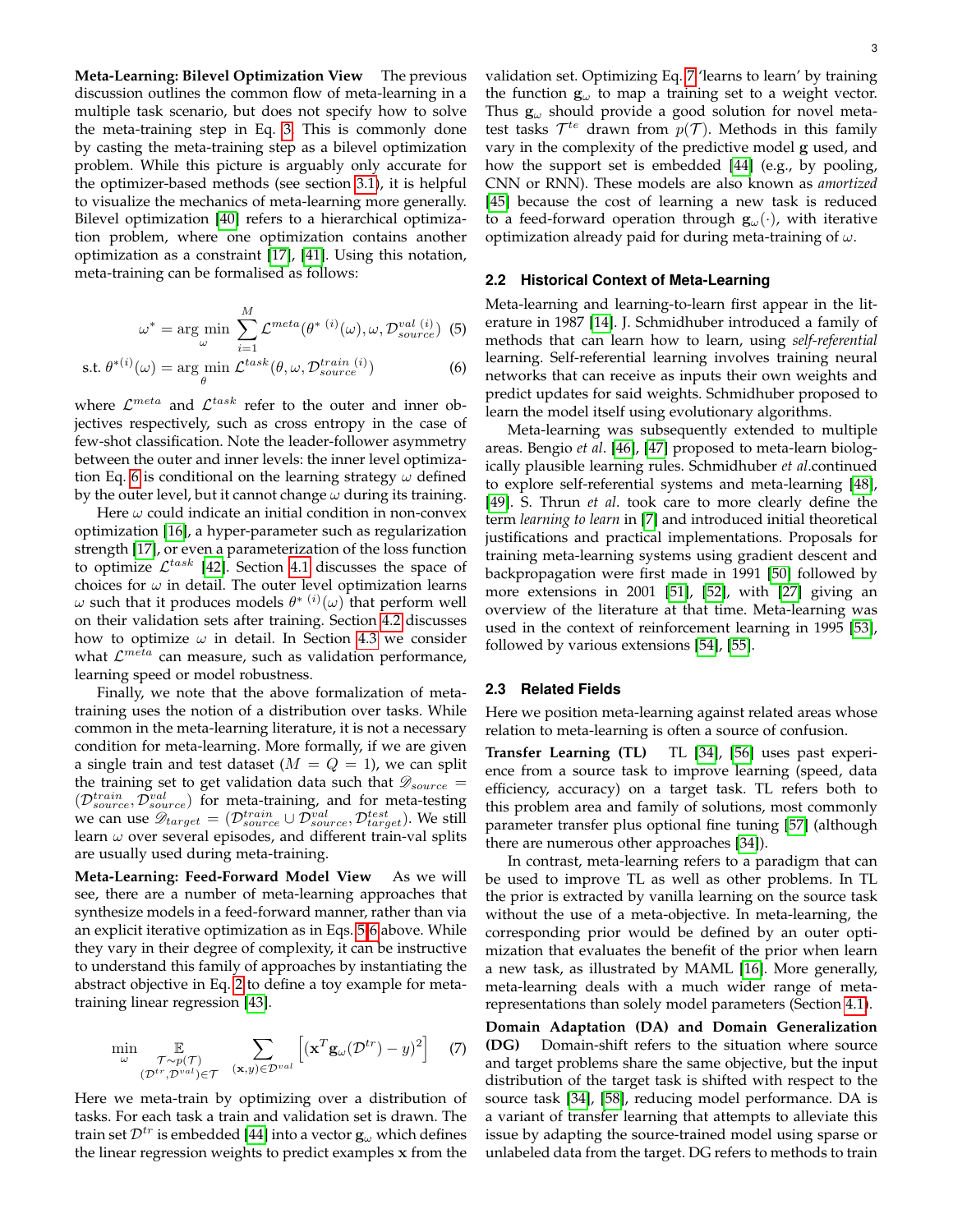**Meta-Learning: Bilevel Optimization View** The previous discussion outlines the common flow of meta-learning in a multiple task scenario, but does not specify how to solve the meta-training step in Eq. 3. This is commonly done by casting the meta-training step as a bilevel optimization problem. While this picture is arguably only accurate for the optimizer-based methods (see section 3.1), it is helpful to visualize the mechanics of meta-learning more generally. Bilevel optimization [40] refers to a hierarchical optimization problem, where one optimization contains another optimization as a constraint [17], [41]. Using this notation, meta-training can be formalised as follows:

$$\omega^* = \arg\min_{\omega} \sum_{i=1}^{M} \mathcal{L}^{meta}(\theta^{*\,(i)}(\omega), \omega, \mathcal{D}_{source}^{val\,(i)}) \quad (5)$$

$$\text{s.t. } \theta^{*(i)}(\omega) = \arg\min_{\theta} \mathcal{L}^{task}(\theta, \omega, \mathcal{D}_{source}^{train\,(i)}) \quad (6)$$

where $\mathcal{L}^{meta}$ and $\mathcal{L}^{task}$ refer to the outer and inner objectives respectively, such as cross entropy in the case of few-shot classification. Note the leader-follower asymmetry between the outer and inner levels: the inner level optimization Eq. 6 is conditional on the learning strategy $\omega$ defined by the outer level, but it cannot change $\omega$ during its training.

Here $\omega$ could indicate an initial condition in non-convex optimization [16], a hyper-parameter such as regularization strength [17], or even a parameterization of the loss function to optimize $\mathcal{L}^{task}$ [42]. Section 4.1 discusses the space of choices for $\omega$ in detail. The outer level optimization learns $\omega$ such that it produces models $\theta^{*\,(i)}(\omega)$ that perform well on their validation sets after training. Section 4.2 discusses how to optimize $\omega$ in detail. In Section 4.3 we consider what $\mathcal{L}^{meta}$ can measure, such as validation performance, learning speed or model robustness.

Finally, we note that the above formalization of meta-training uses the notion of a distribution over tasks. While common in the meta-learning literature, it is not a necessary condition for meta-learning. More formally, if we are given a single train and test dataset ($M = Q = 1$), we can split the training set to get validation data such that $\mathscr{D}_{source} = (\mathcal{D}_{source}^{train}, \mathcal{D}_{source}^{val})$ for meta-training, and for meta-testing we can use $\mathscr{D}_{target} = (\mathcal{D}_{source}^{train} \cup \mathcal{D}_{source}^{val}, \mathcal{D}_{target}^{test})$. We still learn $\omega$ over several episodes, and different train-val splits are usually used during meta-training.

**Meta-Learning: Feed-Forward Model View** As we will see, there are a number of meta-learning approaches that synthesize models in a feed-forward manner, rather than via an explicit iterative optimization as in Eqs. 5-6 above. While they vary in their degree of complexity, it can be instructive to understand this family of approaches by instantiating the abstract objective in Eq. 2 to define a toy example for meta-training linear regression [43].

$$\min_{\omega} \mathop{\mathbb{E}}_{\substack{\mathcal{T}\sim p(\mathcal{T}) \\ (\mathcal{D}^{tr},\mathcal{D}^{val})\in\mathcal{T}}} \sum_{(\mathbf{x},y)\in\mathcal{D}^{val}} \left[ (\mathbf{x}^T \mathbf{g}_{\omega}(\mathcal{D}^{tr}) - y)^2 \right] \quad (7)$$

Here we meta-train by optimizing over a distribution of tasks. For each task a train and validation set is drawn. The train set $\mathcal{D}^{tr}$ is embedded [44] into a vector $\mathbf{g}_{\omega}$ which defines the linear regression weights to predict examples $\mathbf{x}$ from the validation set. Optimizing Eq. 7 'learns to learn' by training the function $\mathbf{g}_{\omega}$ to map a training set to a weight vector. Thus $\mathbf{g}_{\omega}$ should provide a good solution for novel meta-test tasks $\mathcal{T}^{te}$ drawn from $p(\mathcal{T})$. Methods in this family vary in the complexity of the predictive model $\mathbf{g}$ used, and how the support set is embedded [44] (e.g., by pooling, CNN or RNN). These models are also known as *amortized* [45] because the cost of learning a new task is reduced to a feed-forward operation through $\mathbf{g}_{\omega}(\cdot)$, with iterative optimization already paid for during meta-training of $\omega$.

### 2.2 Historical Context of Meta-Learning

Meta-learning and learning-to-learn first appear in the literature in 1987 [14]. J. Schmidhuber introduced a family of methods that can learn how to learn, using *self-referential* learning. Self-referential learning involves training neural networks that can receive as inputs their own weights and predict updates for said weights. Schmidhuber proposed to learn the model itself using evolutionary algorithms.

Meta-learning was subsequently extended to multiple areas. Bengio *et al*. [46], [47] proposed to meta-learn biologically plausible learning rules. Schmidhuber *et al*.continued to explore self-referential systems and meta-learning [48], [49]. S. Thrun *et al*. took care to more clearly define the term *learning to learn* in [7] and introduced initial theoretical justifications and practical implementations. Proposals for training meta-learning systems using gradient descent and backpropagation were first made in 1991 [50] followed by more extensions in 2001 [51], [52], with [27] giving an overview of the literature at that time. Meta-learning was used in the context of reinforcement learning in 1995 [53], followed by various extensions [54], [55].

### 2.3 Related Fields

Here we position meta-learning against related areas whose relation to meta-learning is often a source of confusion.

**Transfer Learning (TL)** TL [34], [56] uses past experience from a source task to improve learning (speed, data efficiency, accuracy) on a target task. TL refers both to this problem area and family of solutions, most commonly parameter transfer plus optional fine tuning [57] (although there are numerous other approaches [34]).

In contrast, meta-learning refers to a paradigm that can be used to improve TL as well as other problems. In TL the prior is extracted by vanilla learning on the source task without the use of a meta-objective. In meta-learning, the corresponding prior would be defined by an outer optimization that evaluates the benefit of the prior when learn a new task, as illustrated by MAML [16]. More generally, meta-learning deals with a much wider range of meta-representations than solely model parameters (Section 4.1).

**Domain Adaptation (DA) and Domain Generalization (DG)** Domain-shift refers to the situation where source and target problems share the same objective, but the input distribution of the target task is shifted with respect to the source task [34], [58], reducing model performance. DA is a variant of transfer learning that attempts to alleviate this issue by adapting the source-trained model using sparse or unlabeled data from the target. DG refers to methods to train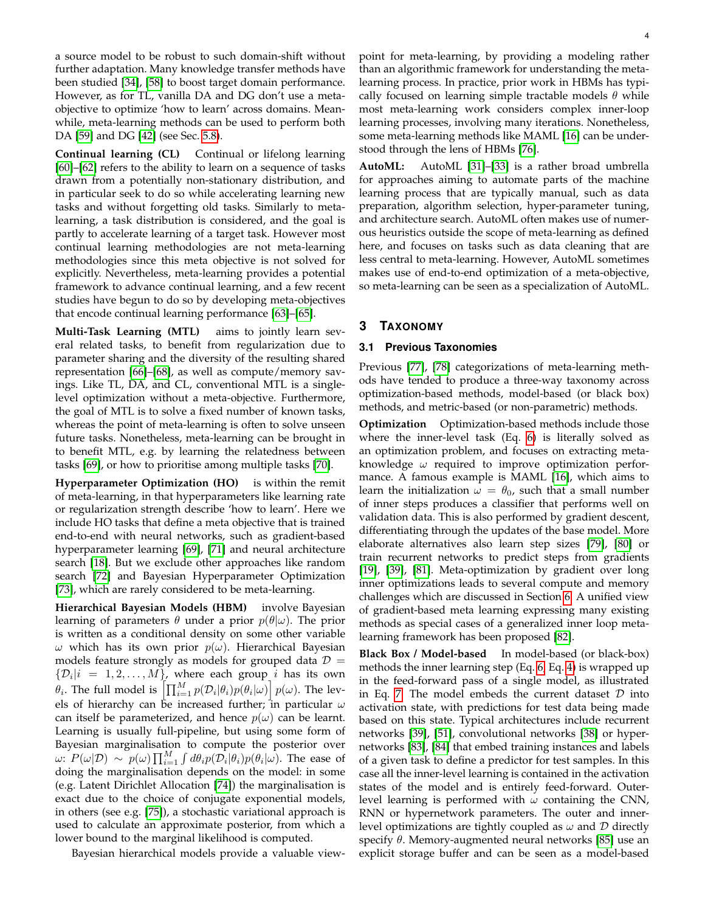a source model to be robust to such domain-shift without further adaptation. Many knowledge transfer methods have been studied [34], [58] to boost target domain performance. However, as for TL, vanilla DA and DG don't use a meta-objective to optimize 'how to learn' across domains. Meanwhile, meta-learning methods can be used to perform both DA [59] and DG [42] (see Sec. 5.8).

**Continual learning (CL)** Continual or lifelong learning [60]–[62] refers to the ability to learn on a sequence of tasks drawn from a potentially non-stationary distribution, and in particular seek to do so while accelerating learning new tasks and without forgetting old tasks. Similarly to meta-learning, a task distribution is considered, and the goal is partly to accelerate learning of a target task. However most continual learning methodologies are not meta-learning methodologies since this meta objective is not solved for explicitly. Nevertheless, meta-learning provides a potential framework to advance continual learning, and a few recent studies have begun to do so by developing meta-objectives that encode continual learning performance [63]–[65].

**Multi-Task Learning (MTL)** aims to jointly learn several related tasks, to benefit from regularization due to parameter sharing and the diversity of the resulting shared representation [66]–[68], as well as compute/memory savings. Like TL, DA, and CL, conventional MTL is a single-level optimization without a meta-objective. Furthermore, the goal of MTL is to solve a fixed number of known tasks, whereas the point of meta-learning is often to solve unseen future tasks. Nonetheless, meta-learning can be brought in to benefit MTL, e.g. by learning the relatedness between tasks [69], or how to prioritise among multiple tasks [70].

**Hyperparameter Optimization (HO)** is within the remit of meta-learning, in that hyperparameters like learning rate or regularization strength describe 'how to learn'. Here we include HO tasks that define a meta objective that is trained end-to-end with neural networks, such as gradient-based hyperparameter learning [69], [71] and neural architecture search [18]. But we exclude other approaches like random search [72] and Bayesian Hyperparameter Optimization [73], which are rarely considered to be meta-learning.

**Hierarchical Bayesian Models (HBM)** involve Bayesian learning of parameters $\theta$ under a prior $p(\theta|\omega)$. The prior is written as a conditional density on some other variable $\omega$ which has its own prior $p(\omega)$. Hierarchical Bayesian models feature strongly as models for grouped data $\mathcal{D} = \{\mathcal{D}_i | i = 1, 2, \ldots, M\}$, where each group $i$ has its own $\theta_i$. The full model is $\left[\prod_{i=1}^{M} p(\mathcal{D}_i|\theta_i)p(\theta_i|\omega)\right] p(\omega)$. The levels of hierarchy can be increased further; in particular $\omega$ can itself be parameterized, and hence $p(\omega)$ can be learnt. Learning is usually full-pipeline, but using some form of Bayesian marginalisation to compute the posterior over $\omega$: $P(\omega|\mathcal{D}) \sim p(\omega)\prod_{i=1}^{M}\int d\theta_i p(\mathcal{D}_i|\theta_i)p(\theta_i|\omega)$. The ease of doing the marginalisation depends on the model: in some (e.g. Latent Dirichlet Allocation [74]) the marginalisation is exact due to the choice of conjugate exponential models, in others (see e.g. [75]), a stochastic variational approach is used to calculate an approximate posterior, from which a lower bound to the marginal likelihood is computed.

Bayesian hierarchical models provide a valuable viewpoint for meta-learning, by providing a modeling rather than an algorithmic framework for understanding the meta-learning process. In practice, prior work in HBMs has typically focused on learning simple tractable models $\theta$ while most meta-learning work considers complex inner-loop learning processes, involving many iterations. Nonetheless, some meta-learning methods like MAML [16] can be understood through the lens of HBMs [76].

**AutoML:** AutoML [31]–[33] is a rather broad umbrella for approaches aiming to automate parts of the machine learning process that are typically manual, such as data preparation, algorithm selection, hyper-parameter tuning, and architecture search. AutoML often makes use of numerous heuristics outside the scope of meta-learning as defined here, and focuses on tasks such as data cleaning that are less central to meta-learning. However, AutoML sometimes makes use of end-to-end optimization of a meta-objective, so meta-learning can be seen as a specialization of AutoML.

## 3 Taxonomy

### 3.1 Previous Taxonomies

Previous [77], [78] categorizations of meta-learning methods have tended to produce a three-way taxonomy across optimization-based methods, model-based (or black box) methods, and metric-based (or non-parametric) methods.

**Optimization** Optimization-based methods include those where the inner-level task (Eq. 6) is literally solved as an optimization problem, and focuses on extracting meta-knowledge $\omega$ required to improve optimization performance. A famous example is MAML [16], which aims to learn the initialization $\omega = \theta_0$, such that a small number of inner steps produces a classifier that performs well on validation data. This is also performed by gradient descent, differentiating through the updates of the base model. More elaborate alternatives also learn step sizes [79], [80] or train recurrent networks to predict steps from gradients [19], [39], [81]. Meta-optimization by gradient over long inner optimizations leads to several compute and memory challenges which are discussed in Section 6. A unified view of gradient-based meta learning expressing many existing methods as special cases of a generalized inner loop meta-learning framework has been proposed [82].

**Black Box / Model-based** In model-based (or black-box) methods the inner learning step (Eq. 6, Eq. 4) is wrapped up in the feed-forward pass of a single model, as illustrated in Eq. 7. The model embeds the current dataset $\mathcal{D}$ into activation state, with predictions for test data being made based on this state. Typical architectures include recurrent networks [39], [51], convolutional networks [38] or hypernetworks [83], [84] that embed training instances and labels of a given task to define a predictor for test samples. In this case all the inner-level learning is contained in the activation states of the model and is entirely feed-forward. Outer-level learning is performed with $\omega$ containing the CNN, RNN or hypernetwork parameters. The outer and inner-level optimizations are tightly coupled as $\omega$ and $\mathcal{D}$ directly specify $\theta$. Memory-augmented neural networks [85] use an explicit storage buffer and can be seen as a model-based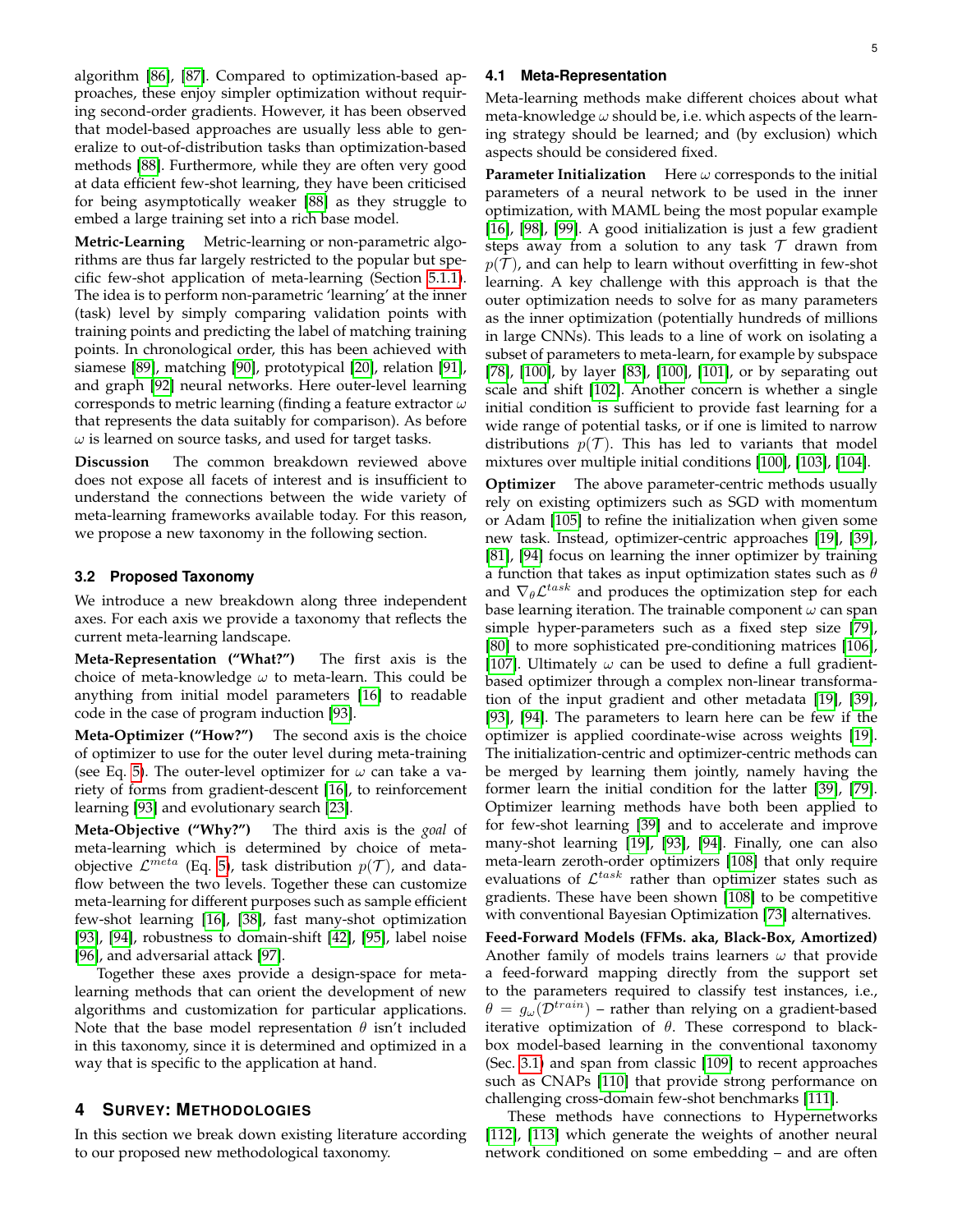algorithm [86], [87]. Compared to optimization-based approaches, these enjoy simpler optimization without requiring second-order gradients. However, it has been observed that model-based approaches are usually less able to generalize to out-of-distribution tasks than optimization-based methods [88]. Furthermore, while they are often very good at data efficient few-shot learning, they have been criticised for being asymptotically weaker [88] as they struggle to embed a large training set into a rich base model.

**Metric-Learning** Metric-learning or non-parametric algorithms are thus far largely restricted to the popular but specific few-shot application of meta-learning (Section 5.1.1). The idea is to perform non-parametric 'learning' at the inner (task) level by simply comparing validation points with training points and predicting the label of matching training points. In chronological order, this has been achieved with siamese [89], matching [90], prototypical [20], relation [91], and graph [92] neural networks. Here outer-level learning corresponds to metric learning (finding a feature extractor $\omega$ that represents the data suitably for comparison). As before $\omega$ is learned on source tasks, and used for target tasks.

**Discussion** The common breakdown reviewed above does not expose all facets of interest and is insufficient to understand the connections between the wide variety of meta-learning frameworks available today. For this reason, we propose a new taxonomy in the following section.

### 3.2 Proposed Taxonomy

We introduce a new breakdown along three independent axes. For each axis we provide a taxonomy that reflects the current meta-learning landscape.

**Meta-Representation ("What?")** The first axis is the choice of meta-knowledge $\omega$ to meta-learn. This could be anything from initial model parameters [16] to readable code in the case of program induction [93].

**Meta-Optimizer ("How?")** The second axis is the choice of optimizer to use for the outer level during meta-training (see Eq. 5). The outer-level optimizer for $\omega$ can take a variety of forms from gradient-descent [16], to reinforcement learning [93] and evolutionary search [23].

**Meta-Objective ("Why?")** The third axis is the *goal* of meta-learning which is determined by choice of meta-objective $\mathcal{L}^{meta}$ (Eq. 5), task distribution $p(\mathcal{T})$, and data-flow between the two levels. Together these can customize meta-learning for different purposes such as sample efficient few-shot learning [16], [38], fast many-shot optimization [93], [94], robustness to domain-shift [42], [95], label noise [96], and adversarial attack [97].

Together these axes provide a design-space for meta-learning methods that can orient the development of new algorithms and customization for particular applications. Note that the base model representation $\theta$ isn't included in this taxonomy, since it is determined and optimized in a way that is specific to the application at hand.

## 4 Survey: Methodologies

In this section we break down existing literature according to our proposed new methodological taxonomy.

### 4.1 Meta-Representation

Meta-learning methods make different choices about what meta-knowledge $\omega$ should be, i.e. which aspects of the learning strategy should be learned; and (by exclusion) which aspects should be considered fixed.

**Parameter Initialization** Here $\omega$ corresponds to the initial parameters of a neural network to be used in the inner optimization, with MAML being the most popular example [16], [98], [99]. A good initialization is just a few gradient steps away from a solution to any task $\mathcal{T}$ drawn from $p(\mathcal{T})$, and can help to learn without overfitting in few-shot learning. A key challenge with this approach is that the outer optimization needs to solve for as many parameters as the inner optimization (potentially hundreds of millions in large CNNs). This leads to a line of work on isolating a subset of parameters to meta-learn, for example by subspace [78], [100], by layer [83], [100], [101], or by separating out scale and shift [102]. Another concern is whether a single initial condition is sufficient to provide fast learning for a wide range of potential tasks, or if one is limited to narrow distributions $p(\mathcal{T})$. This has led to variants that model mixtures over multiple initial conditions [100], [103], [104].

**Optimizer** The above parameter-centric methods usually rely on existing optimizers such as SGD with momentum or Adam [105] to refine the initialization when given some new task. Instead, optimizer-centric approaches [19], [39], [81], [94] focus on learning the inner optimizer by training a function that takes as input optimization states such as $\theta$ and $\nabla_\theta \mathcal{L}^{task}$ and produces the optimization step for each base learning iteration. The trainable component $\omega$ can span simple hyper-parameters such as a fixed step size [79], [80] to more sophisticated pre-conditioning matrices [106], [107]. Ultimately $\omega$ can be used to define a full gradient-based optimizer through a complex non-linear transformation of the input gradient and other metadata [19], [39], [93], [94]. The parameters to learn here can be few if the optimizer is applied coordinate-wise across weights [19]. The initialization-centric and optimizer-centric methods can be merged by learning them jointly, namely having the former learn the initial condition for the latter [39], [79]. Optimizer learning methods have both been applied to for few-shot learning [39] and to accelerate and improve many-shot learning [19], [93], [94]. Finally, one can also meta-learn zeroth-order optimizers [108] that only require evaluations of $\mathcal{L}^{task}$ rather than optimizer states such as gradients. These have been shown [108] to be competitive with conventional Bayesian Optimization [73] alternatives.

**Feed-Forward Models (FFMs. aka, Black-Box, Amortized)** Another family of models trains learners $\omega$ that provide a feed-forward mapping directly from the support set to the parameters required to classify test instances, i.e., $\theta = g_\omega(\mathcal{D}^{train})$ – rather than relying on a gradient-based iterative optimization of $\theta$. These correspond to black-box model-based learning in the conventional taxonomy (Sec. 3.1) and span from classic [109] to recent approaches such as CNAPs [110] that provide strong performance on challenging cross-domain few-shot benchmarks [111].

These methods have connections to Hypernetworks [112], [113] which generate the weights of another neural network conditioned on some embedding – and are often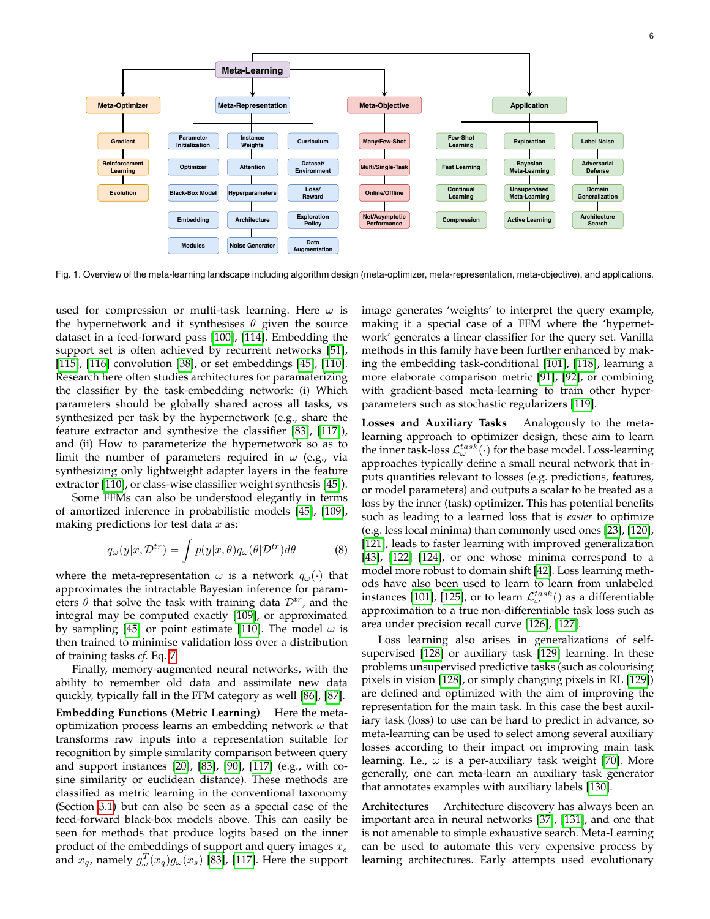Fig. 1. Overview of the meta-learning landscape including algorithm design (meta-optimizer, meta-representation, meta-objective), and applications.

used for compression or multi-task learning. Here $\omega$ is the hypernetwork and it synthesises $\theta$ given the source dataset in a feed-forward pass [100], [114]. Embedding the support set is often achieved by recurrent networks [51], [115], [116] convolution [38], or set embeddings [45], [110]. Research here often studies architectures for paramaterizing the classifier by the task-embedding network: (i) Which parameters should be globally shared across all tasks, vs synthesized per task by the hypernetwork (e.g., share the feature extractor and synthesize the classifier [83], [117]), and (ii) How to parameterize the hypernetwork so as to limit the number of parameters required in $\omega$ (e.g., via synthesizing only lightweight adapter layers in the feature extractor [110], or class-wise classifier weight synthesis [45]).

Some FFMs can also be understood elegantly in terms of amortized inference in probabilistic models [45], [109], making predictions for test data $x$ as:

$$q_\omega(y|x, \mathcal{D}^{tr}) = \int p(y|x, \theta) q_\omega(\theta|\mathcal{D}^{tr}) d\theta \tag{8}$$

where the meta-representation $\omega$ is a network $q_\omega(\cdot)$ that approximates the intractable Bayesian inference for parameters $\theta$ that solve the task with training data $\mathcal{D}^{tr}$, and the integral may be computed exactly [109], or approximated by sampling [45] or point estimate [110]. The model $\omega$ is then trained to minimise validation loss over a distribution of training tasks *cf.* Eq. 7.

Finally, memory-augmented neural networks, with the ability to remember old data and assimilate new data quickly, typically fall in the FFM category as well [86], [87].

**Embedding Functions (Metric Learning)** Here the meta-optimization process learns an embedding network $\omega$ that transforms raw inputs into a representation suitable for recognition by simple similarity comparison between query and support instances [20], [83], [90], [117] (e.g., with cosine similarity or euclidean distance). These methods are classified as metric learning in the conventional taxonomy (Section 3.1) but can also be seen as a special case of the feed-forward black-box models above. This can easily be seen for methods that produce logits based on the inner product of the embeddings of support and query images $x_s$ and $x_q$, namely $g^T_\omega(x_q)g_\omega(x_s)$ [83], [117]. Here the support image generates 'weights' to interpret the query example, making it a special case of a FFM where the 'hypernetwork' generates a linear classifier for the query set. Vanilla methods in this family have been further enhanced by making the embedding task-conditional [101], [118], learning a more elaborate comparison metric [91], [92], or combining with gradient-based meta-learning to train other hyperparameters such as stochastic regularizers [119].

**Losses and Auxiliary Tasks** Analogously to the meta-learning approach to optimizer design, these aim to learn the inner task-loss $\mathcal{L}^{task}_\omega(\cdot)$ for the base model. Loss-learning approaches typically define a small neural network that inputs quantities relevant to losses (e.g. predictions, features, or model parameters) and outputs a scalar to be treated as a loss by the inner (task) optimizer. This has potential benefits such as leading to a learned loss that is *easier* to optimize (e.g. less local minima) than commonly used ones [23], [120], [121], leads to faster learning with improved generalization [43], [122]–[124], or one whose minima correspond to a model more robust to domain shift [42]. Loss learning methods have also been used to learn to learn from unlabeled instances [101], [125], or to learn $\mathcal{L}^{task}_\omega()$ as a differentiable approximation to a true non-differentiable task loss such as area under precision recall curve [126], [127].

Loss learning also arises in generalizations of self-supervised [128] or auxiliary task [129] learning. In these problems unsupervised predictive tasks (such as colourising pixels in vision [128], or simply changing pixels in RL [129]) are defined and optimized with the aim of improving the representation for the main task. In this case the best auxiliary task (loss) to use can be hard to predict in advance, so meta-learning can be used to select among several auxiliary losses according to their impact on improving main task learning. I.e., $\omega$ is a per-auxiliary task weight [70]. More generally, one can meta-learn an auxiliary task generator that annotates examples with auxiliary labels [130].

**Architectures** Architecture discovery has always been an important area in neural networks [37], [131], and one that is not amenable to simple exhaustive search. Meta-Learning can be used to automate this very expensive process by learning architectures. Early attempts used evolutionary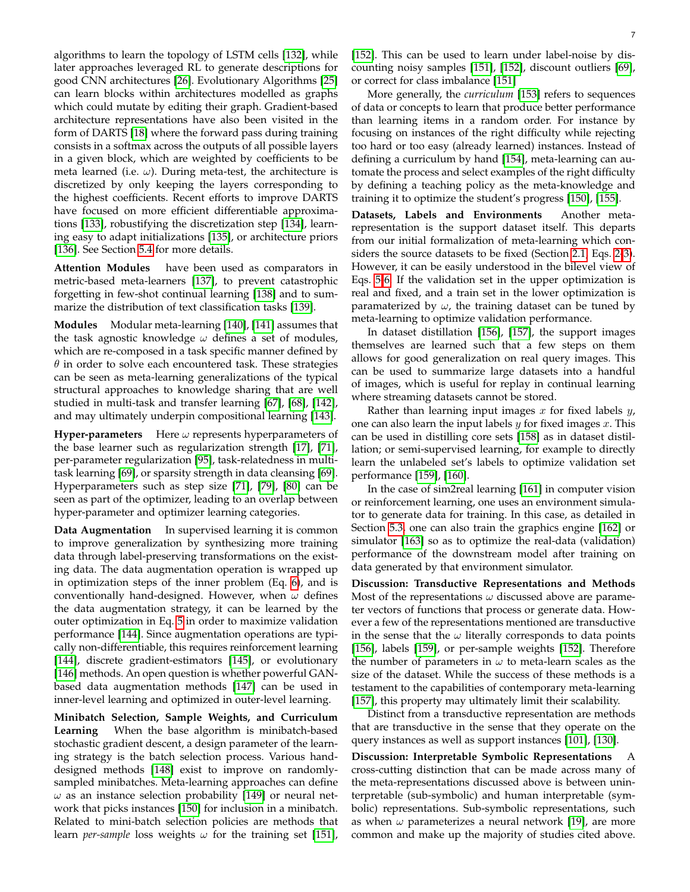algorithms to learn the topology of LSTM cells [132], while later approaches leveraged RL to generate descriptions for good CNN architectures [26]. Evolutionary Algorithms [25] can learn blocks within architectures modelled as graphs which could mutate by editing their graph. Gradient-based architecture representations have also been visited in the form of DARTS [18] where the forward pass during training consists in a softmax across the outputs of all possible layers in a given block, which are weighted by coefficients to be meta learned (i.e. $\omega$). During meta-test, the architecture is discretized by only keeping the layers corresponding to the highest coefficients. Recent efforts to improve DARTS have focused on more efficient differentiable approximations [133], robustifying the discretization step [134], learning easy to adapt initializations [135], or architecture priors [136]. See Section 5.4 for more details.

**Attention Modules** have been used as comparators in metric-based meta-learners [137], to prevent catastrophic forgetting in few-shot continual learning [138] and to summarize the distribution of text classification tasks [139].

**Modules** Modular meta-learning [140], [141] assumes that the task agnostic knowledge $\omega$ defines a set of modules, which are re-composed in a task specific manner defined by $\theta$ in order to solve each encountered task. These strategies can be seen as meta-learning generalizations of the typical structural approaches to knowledge sharing that are well studied in multi-task and transfer learning [67], [68], [142], and may ultimately underpin compositional learning [143].

**Hyper-parameters** Here $\omega$ represents hyperparameters of the base learner such as regularization strength [17], [71], per-parameter regularization [95], task-relatedness in multi-task learning [69], or sparsity strength in data cleansing [69]. Hyperparameters such as step size [71], [79], [80] can be seen as part of the optimizer, leading to an overlap between hyper-parameter and optimizer learning categories.

**Data Augmentation** In supervised learning it is common to improve generalization by synthesizing more training data through label-preserving transformations on the existing data. The data augmentation operation is wrapped up in optimization steps of the inner problem (Eq. 6), and is conventionally hand-designed. However, when $\omega$ defines the data augmentation strategy, it can be learned by the outer optimization in Eq. 5 in order to maximize validation performance [144]. Since augmentation operations are typically non-differentiable, this requires reinforcement learning [144], discrete gradient-estimators [145], or evolutionary [146] methods. An open question is whether powerful GAN-based data augmentation methods [147] can be used in inner-level learning and optimized in outer-level learning.

**Minibatch Selection, Sample Weights, and Curriculum Learning** When the base algorithm is minibatch-based stochastic gradient descent, a design parameter of the learning strategy is the batch selection process. Various hand-designed methods [148] exist to improve on randomly-sampled minibatches. Meta-learning approaches can define $\omega$ as an instance selection probability [149] or neural network that picks instances [150] for inclusion in a minibatch. Related to mini-batch selection policies are methods that learn *per-sample* loss weights $\omega$ for the training set [151], [152]. This can be used to learn under label-noise by discounting noisy samples [151], [152], discount outliers [69], or correct for class imbalance [151].

More generally, the *curriculum* [153] refers to sequences of data or concepts to learn that produce better performance than learning items in a random order. For instance by focusing on instances of the right difficulty while rejecting too hard or too easy (already learned) instances. Instead of defining a curriculum by hand [154], meta-learning can automate the process and select examples of the right difficulty by defining a teaching policy as the meta-knowledge and training it to optimize the student's progress [150], [155].

**Datasets, Labels and Environments** Another meta-representation is the support dataset itself. This departs from our initial formalization of meta-learning which considers the source datasets to be fixed (Section 2.1, Eqs. 2-3). However, it can be easily understood in the bilevel view of Eqs. 5-6. If the validation set in the upper optimization is real and fixed, and a train set in the lower optimization is paramaterized by $\omega$, the training dataset can be tuned by meta-learning to optimize validation performance.

In dataset distillation [156], [157], the support images themselves are learned such that a few steps on them allows for good generalization on real query images. This can be used to summarize large datasets into a handful of images, which is useful for replay in continual learning where streaming datasets cannot be stored.

Rather than learning input images $x$ for fixed labels $y$, one can also learn the input labels $y$ for fixed images $x$. This can be used in distilling core sets [158] as in dataset distillation; or semi-supervised learning, for example to directly learn the unlabeled set's labels to optimize validation set performance [159], [160].

In the case of sim2real learning [161] in computer vision or reinforcement learning, one uses an environment simulator to generate data for training. In this case, as detailed in Section 5.3, one can also train the graphics engine [162] or simulator [163] so as to optimize the real-data (validation) performance of the downstream model after training on data generated by that environment simulator.

**Discussion: Transductive Representations and Methods** Most of the representations $\omega$ discussed above are parameter vectors of functions that process or generate data. However a few of the representations mentioned are transductive in the sense that the $\omega$ literally corresponds to data points [156], labels [159], or per-sample weights [152]. Therefore the number of parameters in $\omega$ to meta-learn scales as the size of the dataset. While the success of these methods is a testament to the capabilities of contemporary meta-learning [157], this property may ultimately limit their scalability.

Distinct from a transductive representation are methods that are transductive in the sense that they operate on the query instances as well as support instances [101], [130].

**Discussion: Interpretable Symbolic Representations** A cross-cutting distinction that can be made across many of the meta-representations discussed above is between uninterpretable (sub-symbolic) and human interpretable (symbolic) representations. Sub-symbolic representations, such as when $\omega$ parameterizes a neural network [19], are more common and make up the majority of studies cited above.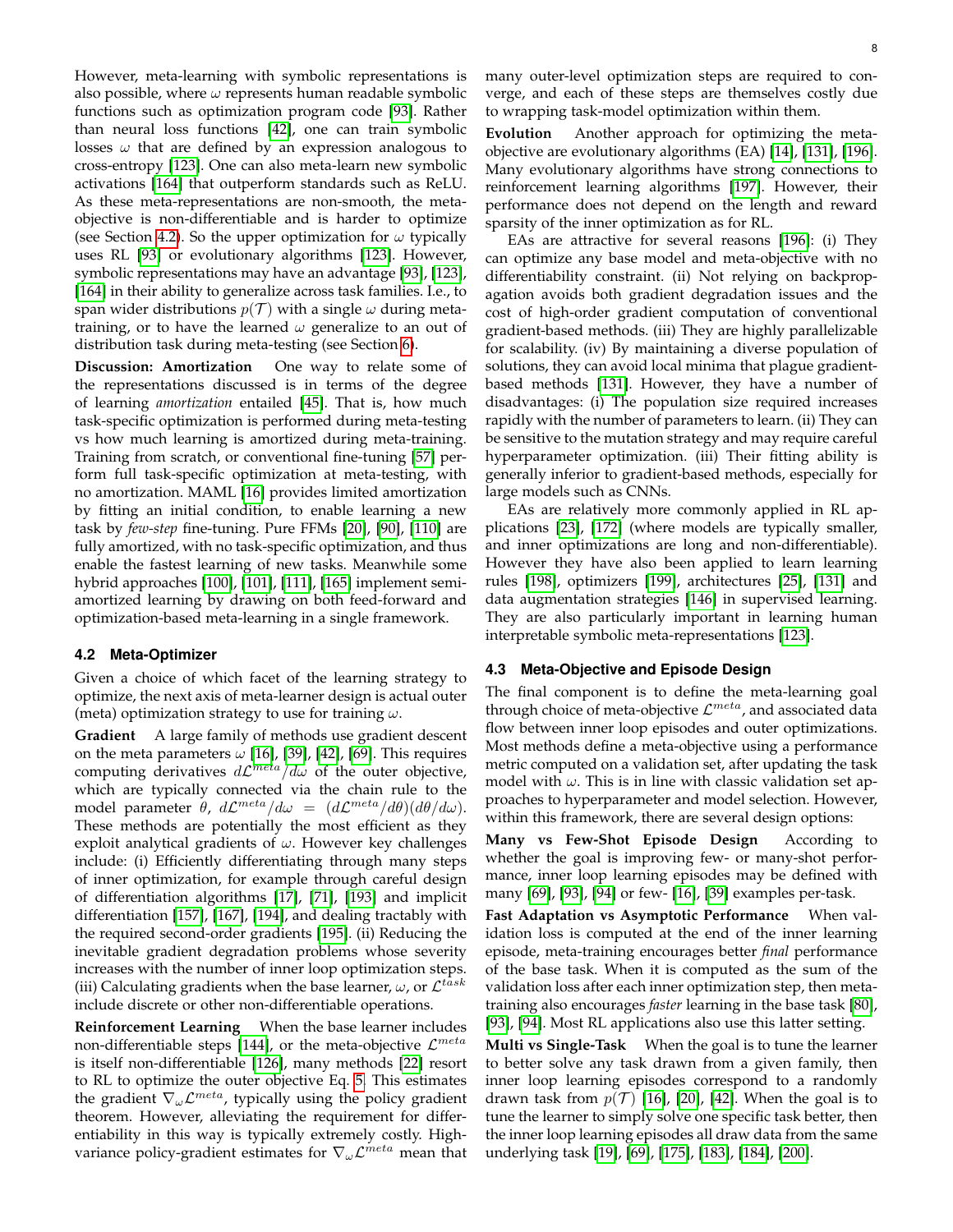However, meta-learning with symbolic representations is also possible, where $\omega$ represents human readable symbolic functions such as optimization program code [93]. Rather than neural loss functions [42], one can train symbolic losses $\omega$ that are defined by an expression analogous to cross-entropy [123]. One can also meta-learn new symbolic activations [164] that outperform standards such as ReLU. As these meta-representations are non-smooth, the meta-objective is non-differentiable and is harder to optimize (see Section 4.2). So the upper optimization for $\omega$ typically uses RL [93] or evolutionary algorithms [123]. However, symbolic representations may have an advantage [93], [123], [164] in their ability to generalize across task families. I.e., to span wider distributions $p(\mathcal{T})$ with a single $\omega$ during meta-training, or to have the learned $\omega$ generalize to an out of distribution task during meta-testing (see Section 6).

**Discussion: Amortization** One way to relate some of the representations discussed is in terms of the degree of learning *amortization* entailed [45]. That is, how much task-specific optimization is performed during meta-testing vs how much learning is amortized during meta-training. Training from scratch, or conventional fine-tuning [57] perform full task-specific optimization at meta-testing, with no amortization. MAML [16] provides limited amortization by fitting an initial condition, to enable learning a new task by *few-step* fine-tuning. Pure FFMs [20], [90], [110] are fully amortized, with no task-specific optimization, and thus enable the fastest learning of new tasks. Meanwhile some hybrid approaches [100], [101], [111], [165] implement semi-amortized learning by drawing on both feed-forward and optimization-based meta-learning in a single framework.

### 4.2 Meta-Optimizer

Given a choice of which facet of the learning strategy to optimize, the next axis of meta-learner design is actual outer (meta) optimization strategy to use for training $\omega$.

**Gradient** A large family of methods use gradient descent on the meta parameters $\omega$ [16], [39], [42], [69]. This requires computing derivatives $d\mathcal{L}^{meta}/d\omega$ of the outer objective, which are typically connected via the chain rule to the model parameter $\theta$, $d\mathcal{L}^{meta}/d\omega = (d\mathcal{L}^{meta}/d\theta)(d\theta/d\omega)$. These methods are potentially the most efficient as they exploit analytical gradients of $\omega$. However key challenges include: (i) Efficiently differentiating through many steps of inner optimization, for example through careful design of differentiation algorithms [17], [71], [193] and implicit differentiation [157], [167], [194], and dealing tractably with the required second-order gradients [195]. (ii) Reducing the inevitable gradient degradation problems whose severity increases with the number of inner loop optimization steps. (iii) Calculating gradients when the base learner, $\omega$, or $\mathcal{L}^{task}$ include discrete or other non-differentiable operations.

**Reinforcement Learning** When the base learner includes non-differentiable steps [144], or the meta-objective $\mathcal{L}^{meta}$ is itself non-differentiable [126], many methods [22] resort to RL to optimize the outer objective Eq. 5. This estimates the gradient $\nabla_\omega \mathcal{L}^{meta}$, typically using the policy gradient theorem. However, alleviating the requirement for differentiability in this way is typically extremely costly. High-variance policy-gradient estimates for $\nabla_\omega \mathcal{L}^{meta}$ mean that many outer-level optimization steps are required to converge, and each of these steps are themselves costly due to wrapping task-model optimization within them.

**Evolution** Another approach for optimizing the meta-objective are evolutionary algorithms (EA) [14], [131], [196]. Many evolutionary algorithms have strong connections to reinforcement learning algorithms [197]. However, their performance does not depend on the length and reward sparsity of the inner optimization as for RL.

EAs are attractive for several reasons [196]: (i) They can optimize any base model and meta-objective with no differentiability constraint. (ii) Not relying on backpropagation avoids both gradient degradation issues and the cost of high-order gradient computation of conventional gradient-based methods. (iii) They are highly parallelizable for scalability. (iv) By maintaining a diverse population of solutions, they can avoid local minima that plague gradient-based methods [131]. However, they have a number of disadvantages: (i) The population size required increases rapidly with the number of parameters to learn. (ii) They can be sensitive to the mutation strategy and may require careful hyperparameter optimization. (iii) Their fitting ability is generally inferior to gradient-based methods, especially for large models such as CNNs.

EAs are relatively more commonly applied in RL applications [23], [172] (where models are typically smaller, and inner optimizations are long and non-differentiable). However they have also been applied to learn learning rules [198], optimizers [199], architectures [25], [131] and data augmentation strategies [146] in supervised learning. They are also particularly important in learning human interpretable symbolic meta-representations [123].

### 4.3 Meta-Objective and Episode Design

The final component is to define the meta-learning goal through choice of meta-objective $\mathcal{L}^{meta}$, and associated data flow between inner loop episodes and outer optimizations. Most methods define a meta-objective using a performance metric computed on a validation set, after updating the task model with $\omega$. This is in line with classic validation set approaches to hyperparameter and model selection. However, within this framework, there are several design options:

**Many vs Few-Shot Episode Design** According to whether the goal is improving few- or many-shot performance, inner loop learning episodes may be defined with many [69], [93], [94] or few- [16], [39] examples per-task.

**Fast Adaptation vs Asymptotic Performance** When validation loss is computed at the end of the inner learning episode, meta-training encourages better *final* performance of the base task. When it is computed as the sum of the validation loss after each inner optimization step, then meta-training also encourages *faster* learning in the base task [80], [93], [94]. Most RL applications also use this latter setting.

**Multi vs Single-Task** When the goal is to tune the learner to better solve any task drawn from a given family, then inner loop learning episodes correspond to a randomly drawn task from $p(\mathcal{T})$ [16], [20], [42]. When the goal is to tune the learner to simply solve one specific task better, then the inner loop learning episodes all draw data from the same underlying task [19], [69], [175], [183], [184], [200].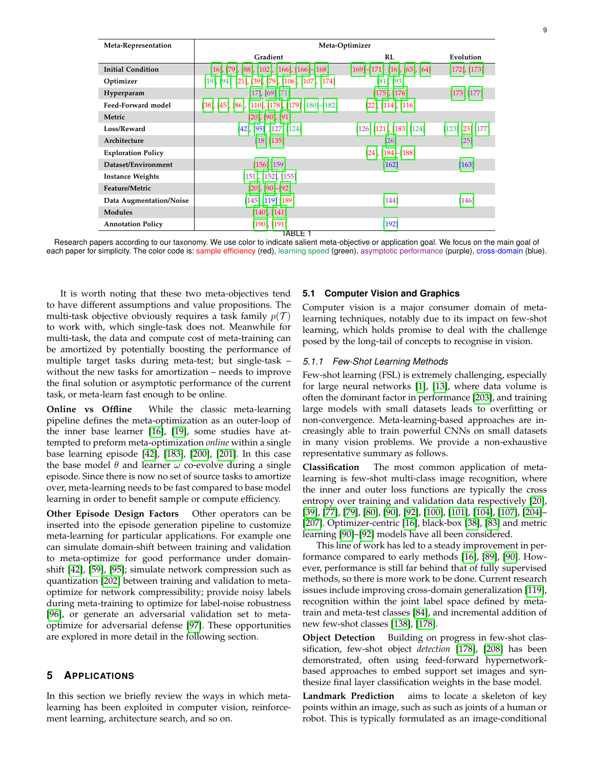| Meta-Representation | Meta-Optimizer | | |
|---|---|---|---|
| | Gradient | RL | Evolution |
| **Initial Condition** | [16], [79], [88], [102], [166], [166]–[168] | [169]–[171], [16], [63], [64] | [172], [173] |
| **Optimizer** | [19], [94], [21], [39], [79], [106], [107], [174] | [81], [93] | |
| **Hyperparam** | [17], [69], [71] | [175], [176] | [173], [177] |
| **Feed-Forward model** | [38], [45], [86], [110], [178], [179], [180]–[182] | [22], [114], [116] | |
| **Metric** | [20], [90], [91] | | |
| **Loss/Reward** | [42], [95], [127], [124] | [126], [121], [183], [124] | [123], [23], [177] |
| **Architecture** | [18], [135] | [26] | [25] |
| **Exploration Policy** | | [24], [184]–[188] | |
| **Dataset/Environment** | [156], [159] | [162] | [163] |
| **Instance Weights** | [151], [152], [155] | | |
| **Feature/Metric** | [20], [90]–[92] | | |
| **Data Augmentation/Noise** | [145], [119], [189] | [144] | [146] |
| **Modules** | [140], [141] | | |
| **Annotation Policy** | [190], [191] | [192] | |

TABLE 1

Research papers according to our taxonomy. We use color to indicate salient meta-objective or application goal. We focus on the main goal of each paper for simplicity. The color code is: sample efficiency (red), learning speed (green), asymptotic performance (purple), cross-domain (blue).

It is worth noting that these two meta-objectives tend to have different assumptions and value propositions. The multi-task objective obviously requires a task family $p(\mathcal{T})$ to work with, which single-task does not. Meanwhile for multi-task, the data and compute cost of meta-training can be amortized by potentially boosting the performance of multiple target tasks during meta-test; but single-task – without the new tasks for amortization – needs to improve the final solution or asymptotic performance of the current task, or meta-learn fast enough to be online.

**Online vs Offline** While the classic meta-learning pipeline defines the meta-optimization as an outer-loop of the inner base learner [16], [19], some studies have attempted to preform meta-optimization *online* within a single base learning episode [42], [183], [200], [201]. In this case the base model $\theta$ and learner $\omega$ co-evolve during a single episode. Since there is now no set of source tasks to amortize over, meta-learning needs to be fast compared to base model learning in order to benefit sample or compute efficiency.

**Other Episode Design Factors** Other operators can be inserted into the episode generation pipeline to customize meta-learning for particular applications. For example one can simulate domain-shift between training and validation to meta-optimize for good performance under domain-shift [42], [59], [95]; simulate network compression such as quantization [202] between training and validation to meta-optimize for network compressibility; provide noisy labels during meta-training to optimize for label-noise robustness [96], or generate an adversarial validation set to meta-optimize for adversarial defense [97]. These opportunities are explored in more detail in the following section.

# 5 Applications

In this section we briefly review the ways in which meta-learning has been exploited in computer vision, reinforcement learning, architecture search, and so on.

## 5.1 Computer Vision and Graphics

Computer vision is a major consumer domain of meta-learning techniques, notably due to its impact on few-shot learning, which holds promise to deal with the challenge posed by the long-tail of concepts to recognise in vision.

### 5.1.1 Few-Shot Learning Methods

Few-shot learning (FSL) is extremely challenging, especially for large neural networks [1], [13], where data volume is often the dominant factor in performance [203], and training large models with small datasets leads to overfitting or non-convergence. Meta-learning-based approaches are increasingly able to train powerful CNNs on small datasets in many vision problems. We provide a non-exhaustive representative summary as follows.

**Classification** The most common application of meta-learning is few-shot multi-class image recognition, where the inner and outer loss functions are typically the cross entropy over training and validation data respectively [20], [39], [77], [79], [80], [90], [92], [100], [101], [104], [107], [204]–[207]. Optimizer-centric [16], black-box [38], [83] and metric learning [90]–[92] models have all been considered.

This line of work has led to a steady improvement in performance compared to early methods [16], [89], [90]. However, performance is still far behind that of fully supervised methods, so there is more work to be done. Current research issues include improving cross-domain generalization [119], recognition within the joint label space defined by meta-train and meta-test classes [84], and incremental addition of new few-shot classes [138], [178].

**Object Detection** Building on progress in few-shot classification, few-shot object *detection* [178], [208] has been demonstrated, often using feed-forward hypernetwork-based approaches to embed support set images and synthesize final layer classification weights in the base model.

**Landmark Prediction** aims to locate a skeleton of key points within an image, such as such as joints of a human or robot. This is typically formulated as an image-conditional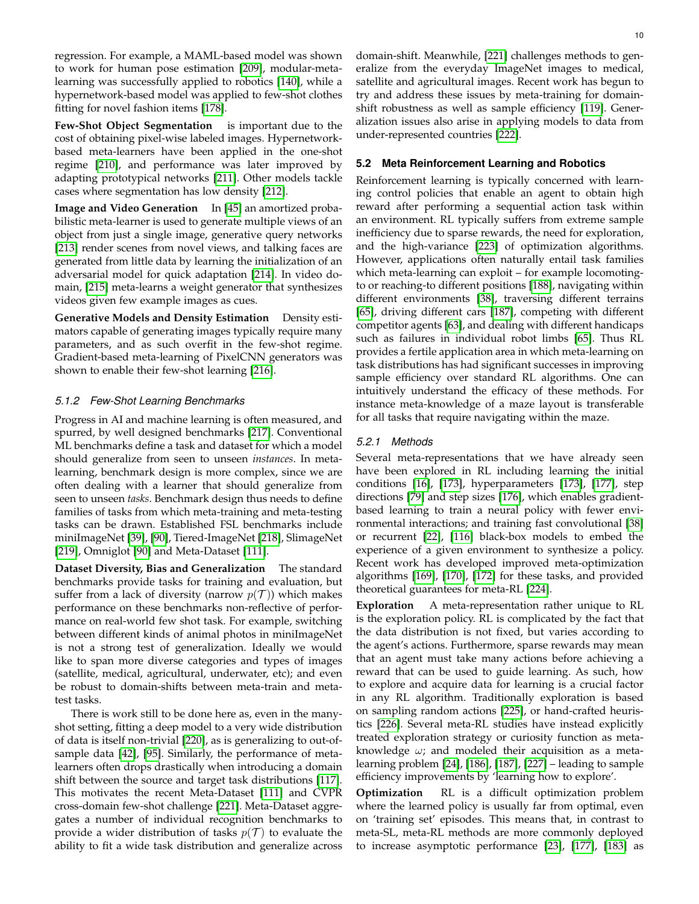regression. For example, a MAML-based model was shown to work for human pose estimation [209], modular-meta-learning was successfully applied to robotics [140], while a hypernetwork-based model was applied to few-shot clothes fitting for novel fashion items [178].

**Few-Shot Object Segmentation** is important due to the cost of obtaining pixel-wise labeled images. Hypernetwork-based meta-learners have been applied in the one-shot regime [210], and performance was later improved by adapting prototypical networks [211]. Other models tackle cases where segmentation has low density [212].

**Image and Video Generation** In [45] an amortized probabilistic meta-learner is used to generate multiple views of an object from just a single image, generative query networks [213] render scenes from novel views, and talking faces are generated from little data by learning the initialization of an adversarial model for quick adaptation [214]. In video domain, [215] meta-learns a weight generator that synthesizes videos given few example images as cues.

**Generative Models and Density Estimation** Density estimators capable of generating images typically require many parameters, and as such overfit in the few-shot regime. Gradient-based meta-learning of PixelCNN generators was shown to enable their few-shot learning [216].

#### 5.1.2 Few-Shot Learning Benchmarks

Progress in AI and machine learning is often measured, and spurred, by well designed benchmarks [217]. Conventional ML benchmarks define a task and dataset for which a model should generalize from seen to unseen *instances*. In meta-learning, benchmark design is more complex, since we are often dealing with a learner that should generalize from seen to unseen *tasks*. Benchmark design thus needs to define families of tasks from which meta-training and meta-testing tasks can be drawn. Established FSL benchmarks include miniImageNet [39], [90], Tiered-ImageNet [218], SlimageNet [219], Omniglot [90] and Meta-Dataset [111].

**Dataset Diversity, Bias and Generalization** The standard benchmarks provide tasks for training and evaluation, but suffer from a lack of diversity (narrow $p(\mathcal{T})$) which makes performance on these benchmarks non-reflective of performance on real-world few shot task. For example, switching between different kinds of animal photos in miniImageNet is not a strong test of generalization. Ideally we would like to span more diverse categories and types of images (satellite, medical, agricultural, underwater, etc); and even be robust to domain-shifts between meta-train and meta-test tasks.

There is work still to be done here as, even in the many-shot setting, fitting a deep model to a very wide distribution of data is itself non-trivial [220], as is generalizing to out-of-sample data [42], [95]. Similarly, the performance of meta-learners often drops drastically when introducing a domain shift between the source and target task distributions [117]. This motivates the recent Meta-Dataset [111] and CVPR cross-domain few-shot challenge [221]. Meta-Dataset aggregates a number of individual recognition benchmarks to provide a wider distribution of tasks $p(\mathcal{T})$ to evaluate the ability to fit a wide task distribution and generalize across domain-shift. Meanwhile, [221] challenges methods to generalize from the everyday ImageNet images to medical, satellite and agricultural images. Recent work has begun to try and address these issues by meta-training for domain-shift robustness as well as sample efficiency [119]. Generalization issues also arise in applying models to data from under-represented countries [222].

### 5.2 Meta Reinforcement Learning and Robotics

Reinforcement learning is typically concerned with learning control policies that enable an agent to obtain high reward after performing a sequential action task within an environment. RL typically suffers from extreme sample inefficiency due to sparse rewards, the need for exploration, and the high-variance [223] of optimization algorithms. However, applications often naturally entail task families which meta-learning can exploit – for example locomoting-to or reaching-to different positions [188], navigating within different environments [38], traversing different terrains [65], driving different cars [187], competing with different competitor agents [63], and dealing with different handicaps such as failures in individual robot limbs [65]. Thus RL provides a fertile application area in which meta-learning on task distributions has had significant successes in improving sample efficiency over standard RL algorithms. One can intuitively understand the efficacy of these methods. For instance meta-knowledge of a maze layout is transferable for all tasks that require navigating within the maze.

#### 5.2.1 Methods

Several meta-representations that we have already seen have been explored in RL including learning the initial conditions [16], [173], hyperparameters [173], [177], step directions [79] and step sizes [176], which enables gradient-based learning to train a neural policy with fewer environmental interactions; and training fast convolutional [38] or recurrent [22], [116] black-box models to embed the experience of a given environment to synthesize a policy. Recent work has developed improved meta-optimization algorithms [169], [170], [172] for these tasks, and provided theoretical guarantees for meta-RL [224].

**Exploration** A meta-representation rather unique to RL is the exploration policy. RL is complicated by the fact that the data distribution is not fixed, but varies according to the agent's actions. Furthermore, sparse rewards may mean that an agent must take many actions before achieving a reward that can be used to guide learning. As such, how to explore and acquire data for learning is a crucial factor in any RL algorithm. Traditionally exploration is based on sampling random actions [225], or hand-crafted heuristics [226]. Several meta-RL studies have instead explicitly treated exploration strategy or curiosity function as meta-knowledge $\omega$; and modeled their acquisition as a meta-learning problem [24], [186], [187], [227] – leading to sample efficiency improvements by 'learning how to explore'.

**Optimization** RL is a difficult optimization problem where the learned policy is usually far from optimal, even on 'training set' episodes. This means that, in contrast to meta-SL, meta-RL methods are more commonly deployed to increase asymptotic performance [23], [177], [183] as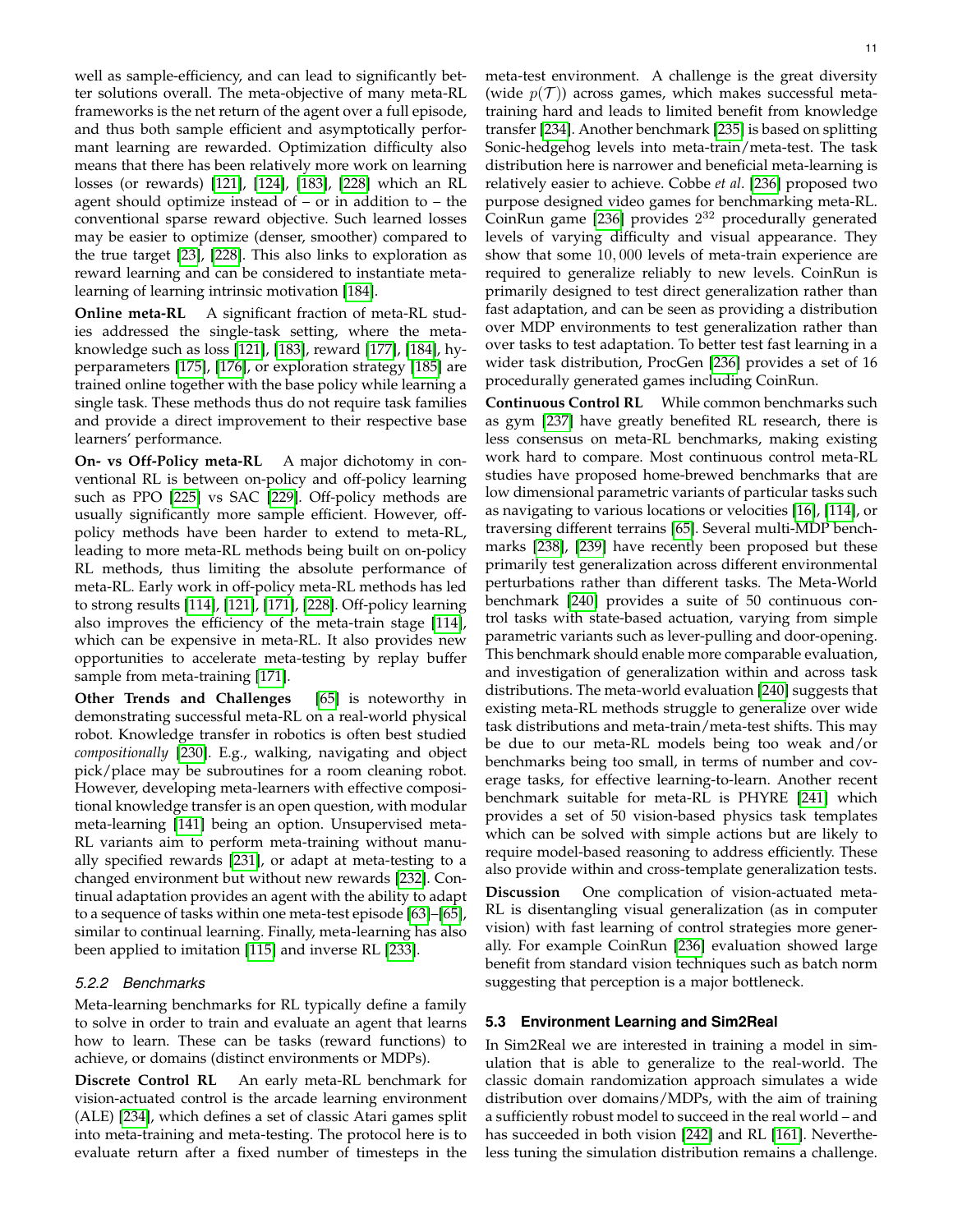well as sample-efficiency, and can lead to significantly better solutions overall. The meta-objective of many meta-RL frameworks is the net return of the agent over a full episode, and thus both sample efficient and asymptotically performant learning are rewarded. Optimization difficulty also means that there has been relatively more work on learning losses (or rewards) [121], [124], [183], [228] which an RL agent should optimize instead of – or in addition to – the conventional sparse reward objective. Such learned losses may be easier to optimize (denser, smoother) compared to the true target [23], [228]. This also links to exploration as reward learning and can be considered to instantiate meta-learning of learning intrinsic motivation [184].

**Online meta-RL** A significant fraction of meta-RL studies addressed the single-task setting, where the meta-knowledge such as loss [121], [183], reward [177], [184], hyperparameters [175], [176], or exploration strategy [185] are trained online together with the base policy while learning a single task. These methods thus do not require task families and provide a direct improvement to their respective base learners' performance.

**On- vs Off-Policy meta-RL** A major dichotomy in conventional RL is between on-policy and off-policy learning such as PPO [225] vs SAC [229]. Off-policy methods are usually significantly more sample efficient. However, off-policy methods have been harder to extend to meta-RL, leading to more meta-RL methods being built on on-policy RL methods, thus limiting the absolute performance of meta-RL. Early work in off-policy meta-RL methods has led to strong results [114], [121], [171], [228]. Off-policy learning also improves the efficiency of the meta-train stage [114], which can be expensive in meta-RL. It also provides new opportunities to accelerate meta-testing by replay buffer sample from meta-training [171].

**Other Trends and Challenges** [65] is noteworthy in demonstrating successful meta-RL on a real-world physical robot. Knowledge transfer in robotics is often best studied *compositionally* [230]. E.g., walking, navigating and object pick/place may be subroutines for a room cleaning robot. However, developing meta-learners with effective compositional knowledge transfer is an open question, with modular meta-learning [141] being an option. Unsupervised meta-RL variants aim to perform meta-training without manually specified rewards [231], or adapt at meta-testing to a changed environment but without new rewards [232]. Continual adaptation provides an agent with the ability to adapt to a sequence of tasks within one meta-test episode [63]–[65], similar to continual learning. Finally, meta-learning has also been applied to imitation [115] and inverse RL [233].

#### *5.2.2 Benchmarks*

Meta-learning benchmarks for RL typically define a family to solve in order to train and evaluate an agent that learns how to learn. These can be tasks (reward functions) to achieve, or domains (distinct environments or MDPs).

**Discrete Control RL** An early meta-RL benchmark for vision-actuated control is the arcade learning environment (ALE) [234], which defines a set of classic Atari games split into meta-training and meta-testing. The protocol here is to evaluate return after a fixed number of timesteps in the meta-test environment. A challenge is the great diversity (wide $p(\mathcal{T})$) across games, which makes successful meta-training hard and leads to limited benefit from knowledge transfer [234]. Another benchmark [235] is based on splitting Sonic-hedgehog levels into meta-train/meta-test. The task distribution here is narrower and beneficial meta-learning is relatively easier to achieve. Cobbe *et al*. [236] proposed two purpose designed video games for benchmarking meta-RL. CoinRun game [236] provides $2^{32}$ procedurally generated levels of varying difficulty and visual appearance. They show that some $10,000$ levels of meta-train experience are required to generalize reliably to new levels. CoinRun is primarily designed to test direct generalization rather than fast adaptation, and can be seen as providing a distribution over MDP environments to test generalization rather than over tasks to test adaptation. To better test fast learning in a wider task distribution, ProcGen [236] provides a set of 16 procedurally generated games including CoinRun.

**Continuous Control RL** While common benchmarks such as gym [237] have greatly benefited RL research, there is less consensus on meta-RL benchmarks, making existing work hard to compare. Most continuous control meta-RL studies have proposed home-brewed benchmarks that are low dimensional parametric variants of particular tasks such as navigating to various locations or velocities [16], [114], or traversing different terrains [65]. Several multi-MDP benchmarks [238], [239] have recently been proposed but these primarily test generalization across different environmental perturbations rather than different tasks. The Meta-World benchmark [240] provides a suite of 50 continuous control tasks with state-based actuation, varying from simple parametric variants such as lever-pulling and door-opening. This benchmark should enable more comparable evaluation, and investigation of generalization within and across task distributions. The meta-world evaluation [240] suggests that existing meta-RL methods struggle to generalize over wide task distributions and meta-train/meta-test shifts. This may be due to our meta-RL models being too weak and/or benchmarks being too small, in terms of number and coverage tasks, for effective learning-to-learn. Another recent benchmark suitable for meta-RL is PHYRE [241] which provides a set of 50 vision-based physics task templates which can be solved with simple actions but are likely to require model-based reasoning to address efficiently. These also provide within and cross-template generalization tests.

**Discussion** One complication of vision-actuated meta-RL is disentangling visual generalization (as in computer vision) with fast learning of control strategies more generally. For example CoinRun [236] evaluation showed large benefit from standard vision techniques such as batch norm suggesting that perception is a major bottleneck.

### **5.3 Environment Learning and Sim2Real**

In Sim2Real we are interested in training a model in simulation that is able to generalize to the real-world. The classic domain randomization approach simulates a wide distribution over domains/MDPs, with the aim of training a sufficiently robust model to succeed in the real world – and has succeeded in both vision [242] and RL [161]. Nevertheless tuning the simulation distribution remains a challenge.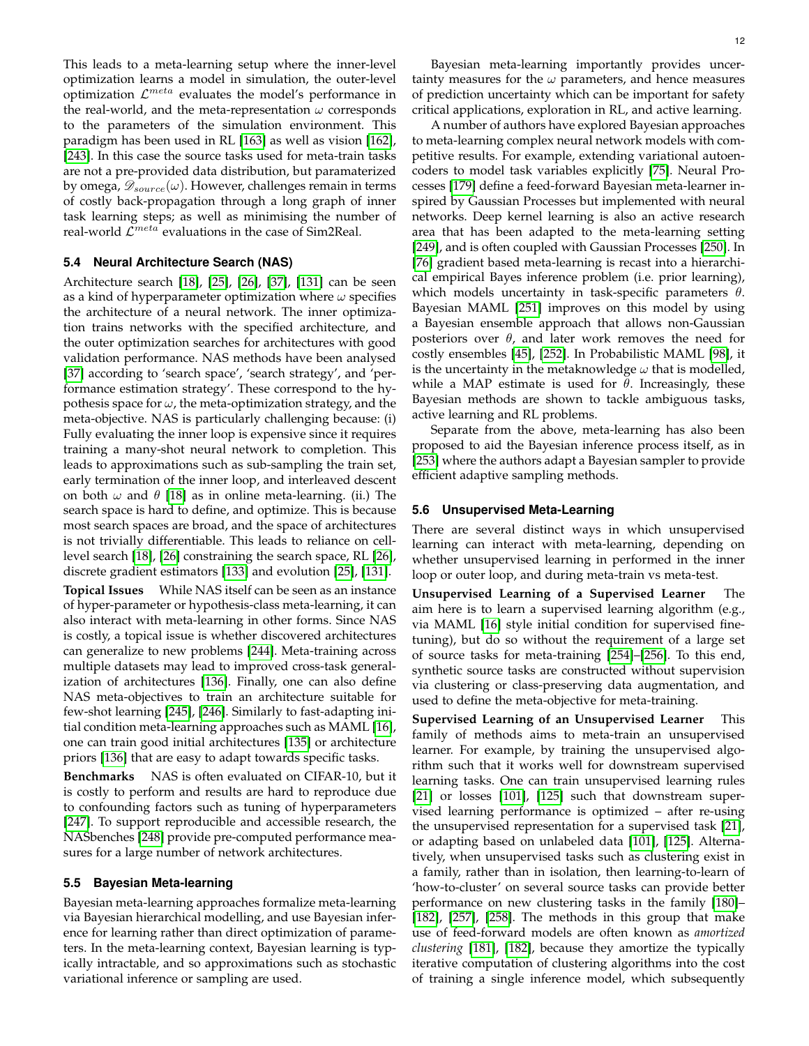This leads to a meta-learning setup where the inner-level optimization learns a model in simulation, the outer-level optimization $\mathcal{L}^{meta}$ evaluates the model's performance in the real-world, and the meta-representation $\omega$ corresponds to the parameters of the simulation environment. This paradigm has been used in RL [163] as well as vision [162], [243]. In this case the source tasks used for meta-train tasks are not a pre-provided data distribution, but paramaterized by omega, $\mathscr{D}_{source}(\omega)$. However, challenges remain in terms of costly back-propagation through a long graph of inner task learning steps; as well as minimising the number of real-world $\mathcal{L}^{meta}$ evaluations in the case of Sim2Real.

### 5.4 Neural Architecture Search (NAS)

Architecture search [18], [25], [26], [37], [131] can be seen as a kind of hyperparameter optimization where $\omega$ specifies the architecture of a neural network. The inner optimization trains networks with the specified architecture, and the outer optimization searches for architectures with good validation performance. NAS methods have been analysed [37] according to 'search space', 'search strategy', and 'performance estimation strategy'. These correspond to the hypothesis space for $\omega$, the meta-optimization strategy, and the meta-objective. NAS is particularly challenging because: (i) Fully evaluating the inner loop is expensive since it requires training a many-shot neural network to completion. This leads to approximations such as sub-sampling the train set, early termination of the inner loop, and interleaved descent on both $\omega$ and $\theta$ [18] as in online meta-learning. (ii.) The search space is hard to define, and optimize. This is because most search spaces are broad, and the space of architectures is not trivially differentiable. This leads to reliance on cell-level search [18], [26] constraining the search space, RL [26], discrete gradient estimators [133] and evolution [25], [131].

**Topical Issues** While NAS itself can be seen as an instance of hyper-parameter or hypothesis-class meta-learning, it can also interact with meta-learning in other forms. Since NAS is costly, a topical issue is whether discovered architectures can generalize to new problems [244]. Meta-training across multiple datasets may lead to improved cross-task generalization of architectures [136]. Finally, one can also define NAS meta-objectives to train an architecture suitable for few-shot learning [245], [246]. Similarly to fast-adapting initial condition meta-learning approaches such as MAML [16], one can train good initial architectures [135] or architecture priors [136] that are easy to adapt towards specific tasks.

**Benchmarks** NAS is often evaluated on CIFAR-10, but it is costly to perform and results are hard to reproduce due to confounding factors such as tuning of hyperparameters [247]. To support reproducible and accessible research, the NASbenches [248] provide pre-computed performance measures for a large number of network architectures.

### 5.5 Bayesian Meta-learning

Bayesian meta-learning approaches formalize meta-learning via Bayesian hierarchical modelling, and use Bayesian inference for learning rather than direct optimization of parameters. In the meta-learning context, Bayesian learning is typically intractable, and so approximations such as stochastic variational inference or sampling are used.

Bayesian meta-learning importantly provides uncertainty measures for the $\omega$ parameters, and hence measures of prediction uncertainty which can be important for safety critical applications, exploration in RL, and active learning.

A number of authors have explored Bayesian approaches to meta-learning complex neural network models with competitive results. For example, extending variational autoencoders to model task variables explicitly [75]. Neural Processes [179] define a feed-forward Bayesian meta-learner inspired by Gaussian Processes but implemented with neural networks. Deep kernel learning is also an active research area that has been adapted to the meta-learning setting [249], and is often coupled with Gaussian Processes [250]. In [76] gradient based meta-learning is recast into a hierarchical empirical Bayes inference problem (i.e. prior learning), which models uncertainty in task-specific parameters $\theta$. Bayesian MAML [251] improves on this model by using a Bayesian ensemble approach that allows non-Gaussian posteriors over $\theta$, and later work removes the need for costly ensembles [45], [252]. In Probabilistic MAML [98], it is the uncertainty in the metaknowledge $\omega$ that is modelled, while a MAP estimate is used for $\theta$. Increasingly, these Bayesian methods are shown to tackle ambiguous tasks, active learning and RL problems.

Separate from the above, meta-learning has also been proposed to aid the Bayesian inference process itself, as in [253] where the authors adapt a Bayesian sampler to provide efficient adaptive sampling methods.

### 5.6 Unsupervised Meta-Learning

There are several distinct ways in which unsupervised learning can interact with meta-learning, depending on whether unsupervised learning in performed in the inner loop or outer loop, and during meta-train vs meta-test.

**Unsupervised Learning of a Supervised Learner** The aim here is to learn a supervised learning algorithm (e.g., via MAML [16] style initial condition for supervised fine-tuning), but do so without the requirement of a large set of source tasks for meta-training [254]–[256]. To this end, synthetic source tasks are constructed without supervision via clustering or class-preserving data augmentation, and used to define the meta-objective for meta-training.

**Supervised Learning of an Unsupervised Learner** This family of methods aims to meta-train an unsupervised learner. For example, by training the unsupervised algorithm such that it works well for downstream supervised learning tasks. One can train unsupervised learning rules [21] or losses [101], [125] such that downstream supervised learning performance is optimized – after re-using the unsupervised representation for a supervised task [21], or adapting based on unlabeled data [101], [125]. Alternatively, when unsupervised tasks such as clustering exist in a family, rather than in isolation, then learning-to-learn of 'how-to-cluster' on several source tasks can provide better performance on new clustering tasks in the family [180]–[182], [257], [258]. The methods in this group that make use of feed-forward models are often known as *amortized clustering* [181], [182], because they amortize the typically iterative computation of clustering algorithms into the cost of training a single inference model, which subsequently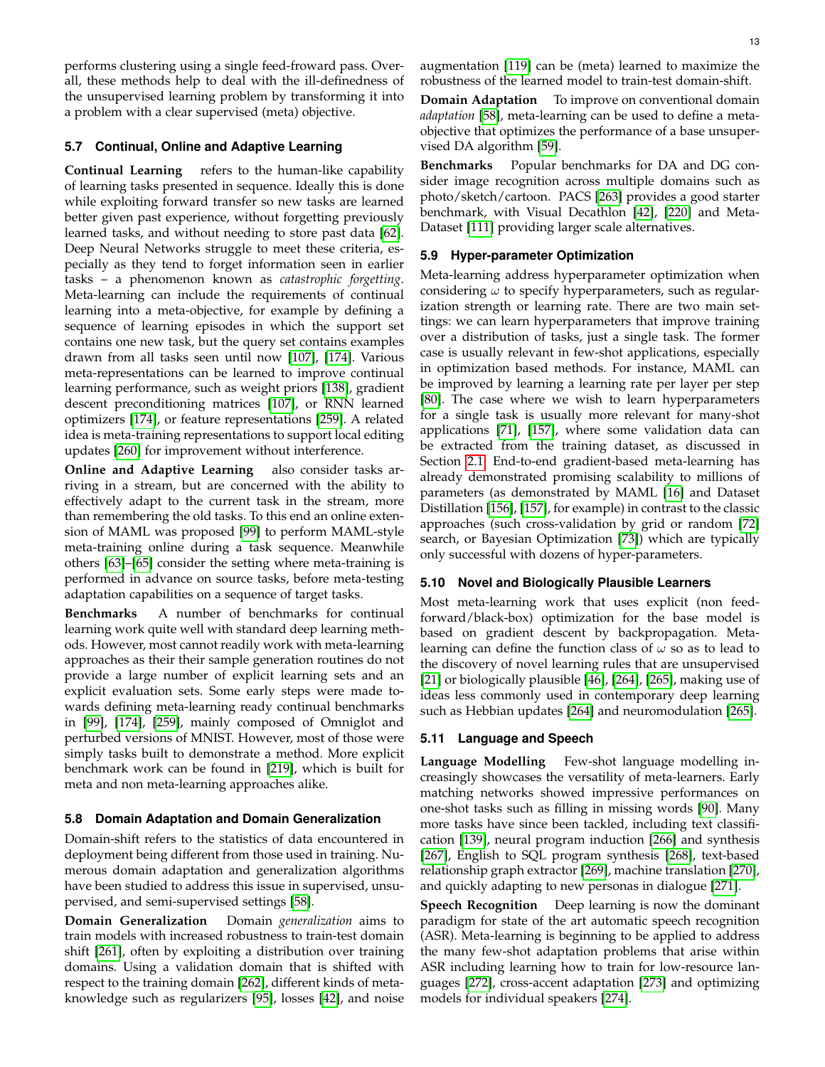performs clustering using a single feed-froward pass. Overall, these methods help to deal with the ill-definedness of the unsupervised learning problem by transforming it into a problem with a clear supervised (meta) objective.

### 5.7 Continual, Online and Adaptive Learning

**Continual Learning** refers to the human-like capability of learning tasks presented in sequence. Ideally this is done while exploiting forward transfer so new tasks are learned better given past experience, without forgetting previously learned tasks, and without needing to store past data [62]. Deep Neural Networks struggle to meet these criteria, especially as they tend to forget information seen in earlier tasks – a phenomenon known as *catastrophic forgetting*. Meta-learning can include the requirements of continual learning into a meta-objective, for example by defining a sequence of learning episodes in which the support set contains one new task, but the query set contains examples drawn from all tasks seen until now [107], [174]. Various meta-representations can be learned to improve continual learning performance, such as weight priors [138], gradient descent preconditioning matrices [107], or RNN learned optimizers [174], or feature representations [259]. A related idea is meta-training representations to support local editing updates [260] for improvement without interference.

**Online and Adaptive Learning** also consider tasks arriving in a stream, but are concerned with the ability to effectively adapt to the current task in the stream, more than remembering the old tasks. To this end an online extension of MAML was proposed [99] to perform MAML-style meta-training online during a task sequence. Meanwhile others [63]–[65] consider the setting where meta-training is performed in advance on source tasks, before meta-testing adaptation capabilities on a sequence of target tasks.

**Benchmarks** A number of benchmarks for continual learning work quite well with standard deep learning methods. However, most cannot readily work with meta-learning approaches as their their sample generation routines do not provide a large number of explicit learning sets and an explicit evaluation sets. Some early steps were made towards defining meta-learning ready continual benchmarks in [99], [174], [259], mainly composed of Omniglot and perturbed versions of MNIST. However, most of those were simply tasks built to demonstrate a method. More explicit benchmark work can be found in [219], which is built for meta and non meta-learning approaches alike.

### 5.8 Domain Adaptation and Domain Generalization

Domain-shift refers to the statistics of data encountered in deployment being different from those used in training. Numerous domain adaptation and generalization algorithms have been studied to address this issue in supervised, unsupervised, and semi-supervised settings [58].

**Domain Generalization** Domain *generalization* aims to train models with increased robustness to train-test domain shift [261], often by exploiting a distribution over training domains. Using a validation domain that is shifted with respect to the training domain [262], different kinds of meta-knowledge such as regularizers [95], losses [42], and noise augmentation [119] can be (meta) learned to maximize the robustness of the learned model to train-test domain-shift.

**Domain Adaptation** To improve on conventional domain *adaptation* [58], meta-learning can be used to define a meta-objective that optimizes the performance of a base unsupervised DA algorithm [59].

**Benchmarks** Popular benchmarks for DA and DG consider image recognition across multiple domains such as photo/sketch/cartoon. PACS [263] provides a good starter benchmark, with Visual Decathlon [42], [220] and Meta-Dataset [111] providing larger scale alternatives.

### 5.9 Hyper-parameter Optimization

Meta-learning address hyperparameter optimization when considering $\omega$ to specify hyperparameters, such as regularization strength or learning rate. There are two main settings: we can learn hyperparameters that improve training over a distribution of tasks, just a single task. The former case is usually relevant in few-shot applications, especially in optimization based methods. For instance, MAML can be improved by learning a learning rate per layer per step [80]. The case where we wish to learn hyperparameters for a single task is usually more relevant for many-shot applications [71], [157], where some validation data can be extracted from the training dataset, as discussed in Section 2.1. End-to-end gradient-based meta-learning has already demonstrated promising scalability to millions of parameters (as demonstrated by MAML [16] and Dataset Distillation [156], [157], for example) in contrast to the classic approaches (such cross-validation by grid or random [72] search, or Bayesian Optimization [73]) which are typically only successful with dozens of hyper-parameters.

### 5.10 Novel and Biologically Plausible Learners

Most meta-learning work that uses explicit (non feed-forward/black-box) optimization for the base model is based on gradient descent by backpropagation. Meta-learning can define the function class of $\omega$ so as to lead to the discovery of novel learning rules that are unsupervised [21] or biologically plausible [46], [264], [265], making use of ideas less commonly used in contemporary deep learning such as Hebbian updates [264] and neuromodulation [265].

### 5.11 Language and Speech

**Language Modelling** Few-shot language modelling increasingly showcases the versatility of meta-learners. Early matching networks showed impressive performances on one-shot tasks such as filling in missing words [90]. Many more tasks have since been tackled, including text classification [139], neural program induction [266] and synthesis [267], English to SQL program synthesis [268], text-based relationship graph extractor [269], machine translation [270], and quickly adapting to new personas in dialogue [271].

**Speech Recognition** Deep learning is now the dominant paradigm for state of the art automatic speech recognition (ASR). Meta-learning is beginning to be applied to address the many few-shot adaptation problems that arise within ASR including learning how to train for low-resource languages [272], cross-accent adaptation [273] and optimizing models for individual speakers [274].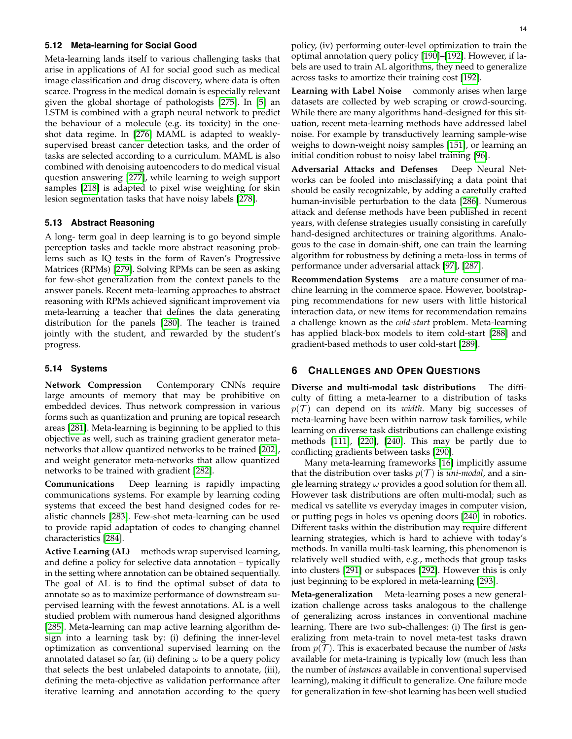### 5.12 Meta-learning for Social Good

Meta-learning lands itself to various challenging tasks that arise in applications of AI for social good such as medical image classification and drug discovery, where data is often scarce. Progress in the medical domain is especially relevant given the global shortage of pathologists [275]. In [5] an LSTM is combined with a graph neural network to predict the behaviour of a molecule (e.g. its toxicity) in the one-shot data regime. In [276] MAML is adapted to weakly-supervised breast cancer detection tasks, and the order of tasks are selected according to a curriculum. MAML is also combined with denoising autoencoders to do medical visual question answering [277], while learning to weigh support samples [218] is adapted to pixel wise weighting for skin lesion segmentation tasks that have noisy labels [278].

### 5.13 Abstract Reasoning

A long- term goal in deep learning is to go beyond simple perception tasks and tackle more abstract reasoning problems such as IQ tests in the form of Raven's Progressive Matrices (RPMs) [279]. Solving RPMs can be seen as asking for few-shot generalization from the context panels to the answer panels. Recent meta-learning approaches to abstract reasoning with RPMs achieved significant improvement via meta-learning a teacher that defines the data generating distribution for the panels [280]. The teacher is trained jointly with the student, and rewarded by the student's progress.

### 5.14 Systems

**Network Compression** Contemporary CNNs require large amounts of memory that may be prohibitive on embedded devices. Thus network compression in various forms such as quantization and pruning are topical research areas [281]. Meta-learning is beginning to be applied to this objective as well, such as training gradient generator meta-networks that allow quantized networks to be trained [202], and weight generator meta-networks that allow quantized networks to be trained with gradient [282].

**Communications** Deep learning is rapidly impacting communications systems. For example by learning coding systems that exceed the best hand designed codes for realistic channels [283]. Few-shot meta-learning can be used to provide rapid adaptation of codes to changing channel characteristics [284].

**Active Learning (AL)** methods wrap supervised learning, and define a policy for selective data annotation – typically in the setting where annotation can be obtained sequentially. The goal of AL is to find the optimal subset of data to annotate so as to maximize performance of downstream supervised learning with the fewest annotations. AL is a well studied problem with numerous hand designed algorithms [285]. Meta-learning can map active learning algorithm design into a learning task by: (i) defining the inner-level optimization as conventional supervised learning on the annotated dataset so far, (ii) defining $\omega$ to be a query policy that selects the best unlabeled datapoints to annotate, (iii), defining the meta-objective as validation performance after iterative learning and annotation according to the query policy, (iv) performing outer-level optimization to train the optimal annotation query policy [190]–[192]. However, if labels are used to train AL algorithms, they need to generalize across tasks to amortize their training cost [192].

**Learning with Label Noise** commonly arises when large datasets are collected by web scraping or crowd-sourcing. While there are many algorithms hand-designed for this situation, recent meta-learning methods have addressed label noise. For example by transductively learning sample-wise weighs to down-weight noisy samples [151], or learning an initial condition robust to noisy label training [96].

**Adversarial Attacks and Defenses** Deep Neural Networks can be fooled into misclassifying a data point that should be easily recognizable, by adding a carefully crafted human-invisible perturbation to the data [286]. Numerous attack and defense methods have been published in recent years, with defense strategies usually consisting in carefully hand-designed architectures or training algorithms. Analogous to the case in domain-shift, one can train the learning algorithm for robustness by defining a meta-loss in terms of performance under adversarial attack [97], [287].

**Recommendation Systems** are a mature consumer of machine learning in the commerce space. However, bootstrapping recommendations for new users with little historical interaction data, or new items for recommendation remains a challenge known as the *cold-start* problem. Meta-learning has applied black-box models to item cold-start [288] and gradient-based methods to user cold-start [289].

## 6 Challenges and Open Questions

**Diverse and multi-modal task distributions** The difficulty of fitting a meta-learner to a distribution of tasks $p(\mathcal{T})$ can depend on its *width*. Many big successes of meta-learning have been within narrow task families, while learning on diverse task distributions can challenge existing methods [111], [220], [240]. This may be partly due to conflicting gradients between tasks [290].

Many meta-learning frameworks [16] implicitly assume that the distribution over tasks $p(\mathcal{T})$ is *uni-modal*, and a single learning strategy $\omega$ provides a good solution for them all. However task distributions are often multi-modal; such as medical vs satellite vs everyday images in computer vision, or putting pegs in holes vs opening doors [240] in robotics. Different tasks within the distribution may require different learning strategies, which is hard to achieve with today's methods. In vanilla multi-task learning, this phenomenon is relatively well studied with, e.g., methods that group tasks into clusters [291] or subspaces [292]. However this is only just beginning to be explored in meta-learning [293].

**Meta-generalization** Meta-learning poses a new generalization challenge across tasks analogous to the challenge of generalizing across instances in conventional machine learning. There are two sub-challenges: (i) The first is generalizing from meta-train to novel meta-test tasks drawn from $p(\mathcal{T})$. This is exacerbated because the number of *tasks* available for meta-training is typically low (much less than the number of *instances* available in conventional supervised learning), making it difficult to generalize. One failure mode for generalization in few-shot learning has been well studied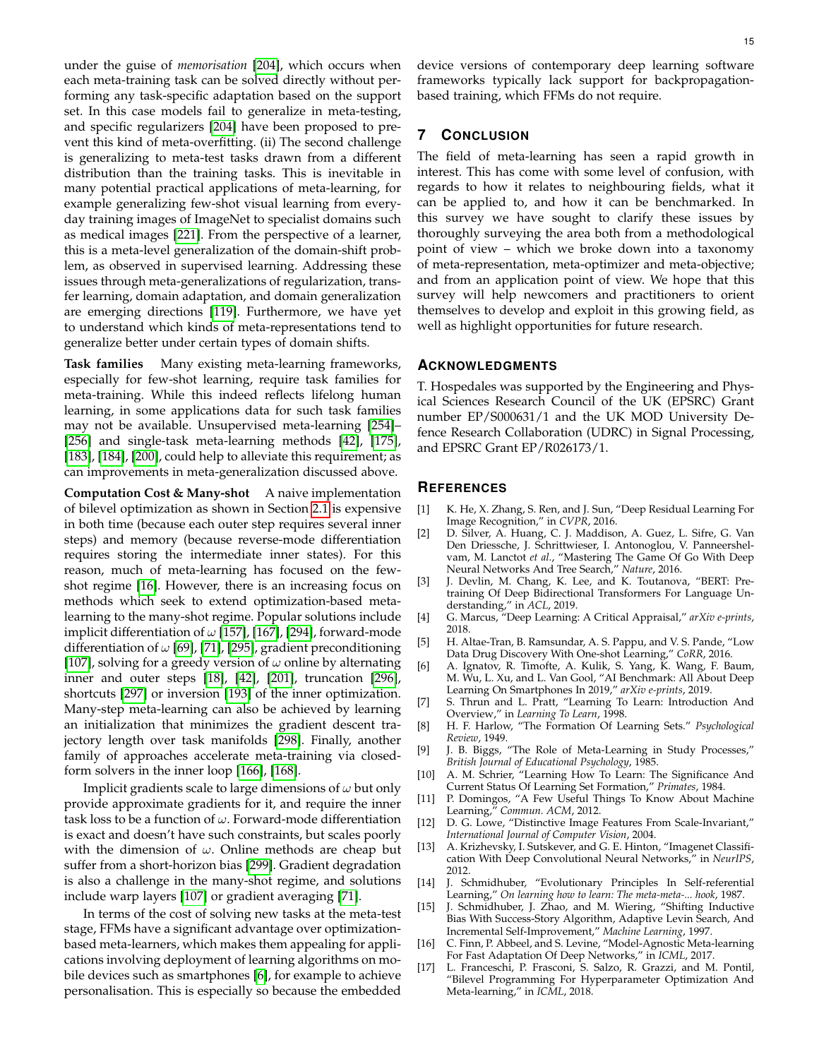under the guise of *memorisation* [204], which occurs when each meta-training task can be solved directly without performing any task-specific adaptation based on the support set. In this case models fail to generalize in meta-testing, and specific regularizers [204] have been proposed to prevent this kind of meta-overfitting. (ii) The second challenge is generalizing to meta-test tasks drawn from a different distribution than the training tasks. This is inevitable in many potential practical applications of meta-learning, for example generalizing few-shot visual learning from everyday training images of ImageNet to specialist domains such as medical images [221]. From the perspective of a learner, this is a meta-level generalization of the domain-shift problem, as observed in supervised learning. Addressing these issues through meta-generalizations of regularization, transfer learning, domain adaptation, and domain generalization are emerging directions [119]. Furthermore, we have yet to understand which kinds of meta-representations tend to generalize better under certain types of domain shifts.

**Task families** Many existing meta-learning frameworks, especially for few-shot learning, require task families for meta-training. While this indeed reflects lifelong human learning, in some applications data for such task families may not be available. Unsupervised meta-learning [254]–[256] and single-task meta-learning methods [42], [175], [183], [184], [200], could help to alleviate this requirement; as can improvements in meta-generalization discussed above.

**Computation Cost & Many-shot** A naive implementation of bilevel optimization as shown in Section 2.1 is expensive in both time (because each outer step requires several inner steps) and memory (because reverse-mode differentiation requires storing the intermediate inner states). For this reason, much of meta-learning has focused on the few-shot regime [16]. However, there is an increasing focus on methods which seek to extend optimization-based meta-learning to the many-shot regime. Popular solutions include implicit differentiation of $\omega$ [157], [167], [294], forward-mode differentiation of $\omega$ [69], [71], [295], gradient preconditioning [107], solving for a greedy version of $\omega$ online by alternating inner and outer steps [18], [42], [201], truncation [296], shortcuts [297] or inversion [193] of the inner optimization. Many-step meta-learning can also be achieved by learning an initialization that minimizes the gradient descent trajectory length over task manifolds [298]. Finally, another family of approaches accelerate meta-training via closed-form solvers in the inner loop [166], [168].

Implicit gradients scale to large dimensions of $\omega$ but only provide approximate gradients for it, and require the inner task loss to be a function of $\omega$. Forward-mode differentiation is exact and doesn't have such constraints, but scales poorly with the dimension of $\omega$. Online methods are cheap but suffer from a short-horizon bias [299]. Gradient degradation is also a challenge in the many-shot regime, and solutions include warp layers [107] or gradient averaging [71].

In terms of the cost of solving new tasks at the meta-test stage, FFMs have a significant advantage over optimization-based meta-learners, which makes them appealing for applications involving deployment of learning algorithms on mobile devices such as smartphones [6], for example to achieve personalisation. This is especially so because the embedded device versions of contemporary deep learning software frameworks typically lack support for backpropagation-based training, which FFMs do not require.

# 7 Conclusion

The field of meta-learning has seen a rapid growth in interest. This has come with some level of confusion, with regards to how it relates to neighbouring fields, what it can be applied to, and how it can be benchmarked. In this survey we have sought to clarify these issues by thoroughly surveying the area both from a methodological point of view – which we broke down into a taxonomy of meta-representation, meta-optimizer and meta-objective; and from an application point of view. We hope that this survey will help newcomers and practitioners to orient themselves to develop and exploit in this growing field, as well as highlight opportunities for future research.

## Acknowledgments

T. Hospedales was supported by the Engineering and Physical Sciences Research Council of the UK (EPSRC) Grant number EP/S000631/1 and the UK MOD University Defence Research Collaboration (UDRC) in Signal Processing, and EPSRC Grant EP/R026173/1.

## References

[1] K. He, X. Zhang, S. Ren, and J. Sun, "Deep Residual Learning For Image Recognition," in *CVPR*, 2016.

[2] D. Silver, A. Huang, C. J. Maddison, A. Guez, L. Sifre, G. Van Den Driessche, J. Schrittwieser, I. Antonoglou, V. Panneershelvam, M. Lanctot *et al.*, "Mastering The Game Of Go With Deep Neural Networks And Tree Search," *Nature*, 2016.

[3] J. Devlin, M. Chang, K. Lee, and K. Toutanova, "BERT: Pre-training Of Deep Bidirectional Transformers For Language Understanding," in *ACL*, 2019.

[4] G. Marcus, "Deep Learning: A Critical Appraisal," *arXiv e-prints*, 2018.

[5] H. Altae-Tran, B. Ramsundar, A. S. Pappu, and V. S. Pande, "Low Data Drug Discovery With One-shot Learning," *CoRR*, 2016.

[6] A. Ignatov, R. Timofte, A. Kulik, S. Yang, K. Wang, F. Baum, M. Wu, L. Xu, and L. Van Gool, "AI Benchmark: All About Deep Learning On Smartphones In 2019," *arXiv e-prints*, 2019.

[7] S. Thrun and L. Pratt, "Learning To Learn: Introduction And Overview," in *Learning To Learn*, 1998.

[8] H. F. Harlow, "The Formation Of Learning Sets." *Psychological Review*, 1949.

[9] J. B. Biggs, "The Role of Meta-Learning in Study Processes," *British Journal of Educational Psychology*, 1985.

[10] A. M. Schrier, "Learning How To Learn: The Significance And Current Status Of Learning Set Formation," *Primates*, 1984.

[11] P. Domingos, "A Few Useful Things To Know About Machine Learning," *Commun. ACM*, 2012.

[12] D. G. Lowe, "Distinctive Image Features From Scale-Invariant," *International Journal of Computer Vision*, 2004.

[13] A. Krizhevsky, I. Sutskever, and G. E. Hinton, "Imagenet Classification With Deep Convolutional Neural Networks," in *NeurIPS*, 2012.

[14] J. Schmidhuber, "Evolutionary Principles In Self-referential Learning," *On learning how to learn: The meta-meta-... hook*, 1987.

[15] J. Schmidhuber, J. Zhao, and M. Wiering, "Shifting Inductive Bias With Success-Story Algorithm, Adaptive Levin Search, And Incremental Self-Improvement," *Machine Learning*, 1997.

[16] C. Finn, P. Abbeel, and S. Levine, "Model-Agnostic Meta-learning For Fast Adaptation Of Deep Networks," in *ICML*, 2017.

[17] L. Franceschi, P. Frasconi, S. Salzo, R. Grazzi, and M. Pontil, "Bilevel Programming For Hyperparameter Optimization And Meta-learning," in *ICML*, 2018.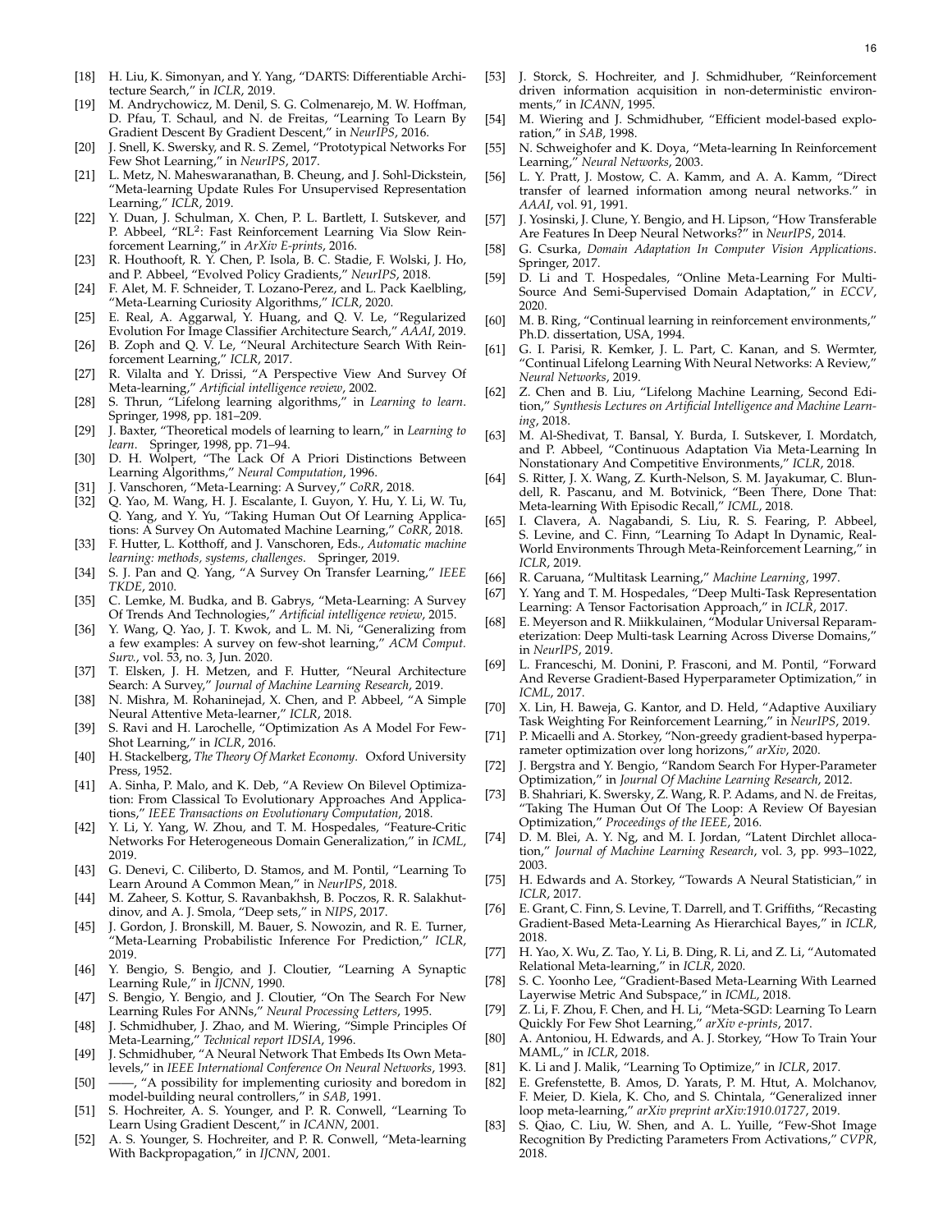[18] H. Liu, K. Simonyan, and Y. Yang, "DARTS: Differentiable Architecture Search," in *ICLR*, 2019.

[19] M. Andrychowicz, M. Denil, S. G. Colmenarejo, M. W. Hoffman, D. Pfau, T. Schaul, and N. de Freitas, "Learning To Learn By Gradient Descent By Gradient Descent," in *NeurIPS*, 2016.

[20] J. Snell, K. Swersky, and R. S. Zemel, "Prototypical Networks For Few Shot Learning," in *NeurIPS*, 2017.

[21] L. Metz, N. Maheswaranathan, B. Cheung, and J. Sohl-Dickstein, "Meta-learning Update Rules For Unsupervised Representation Learning," *ICLR*, 2019.

[22] Y. Duan, J. Schulman, X. Chen, P. L. Bartlett, I. Sutskever, and P. Abbeel, "RL$^2$: Fast Reinforcement Learning Via Slow Reinforcement Learning," in *ArXiv E-prints*, 2016.

[23] R. Houthooft, R. Y. Chen, P. Isola, B. C. Stadie, F. Wolski, J. Ho, and P. Abbeel, "Evolved Policy Gradients," *NeurIPS*, 2018.

[24] F. Alet, M. F. Schneider, T. Lozano-Perez, and L. Pack Kaelbling, "Meta-Learning Curiosity Algorithms," *ICLR*, 2020.

[25] E. Real, A. Aggarwal, Y. Huang, and Q. V. Le, "Regularized Evolution For Image Classifier Architecture Search," *AAAI*, 2019.

[26] B. Zoph and Q. V. Le, "Neural Architecture Search With Reinforcement Learning," *ICLR*, 2017.

[27] R. Vilalta and Y. Drissi, "A Perspective View And Survey Of Meta-learning," *Artificial intelligence review*, 2002.

[28] S. Thrun, "Lifelong learning algorithms," in *Learning to learn*. Springer, 1998, pp. 181–209.

[29] J. Baxter, "Theoretical models of learning to learn," in *Learning to learn*. Springer, 1998, pp. 71–94.

[30] D. H. Wolpert, "The Lack Of A Priori Distinctions Between Learning Algorithms," *Neural Computation*, 1996.

[31] J. Vanschoren, "Meta-Learning: A Survey," *CoRR*, 2018.

[32] Q. Yao, M. Wang, H. J. Escalante, I. Guyon, Y. Hu, Y. Li, W. Tu, Q. Yang, and Y. Yu, "Taking Human Out Of Learning Applications: A Survey On Automated Machine Learning," *CoRR*, 2018.

[33] F. Hutter, L. Kotthoff, and J. Vanschoren, Eds., *Automatic machine learning: methods, systems, challenges*. Springer, 2019.

[34] S. J. Pan and Q. Yang, "A Survey On Transfer Learning," *IEEE TKDE*, 2010.

[35] C. Lemke, M. Budka, and B. Gabrys, "Meta-Learning: A Survey Of Trends And Technologies," *Artificial intelligence review*, 2015.

[36] Y. Wang, Q. Yao, J. T. Kwok, and L. M. Ni, "Generalizing from a few examples: A survey on few-shot learning," *ACM Comput. Surv.*, vol. 53, no. 3, Jun. 2020.

[37] T. Elsken, J. H. Metzen, and F. Hutter, "Neural Architecture Search: A Survey," *Journal of Machine Learning Research*, 2019.

[38] N. Mishra, M. Rohaninejad, X. Chen, and P. Abbeel, "A Simple Neural Attentive Meta-learner," *ICLR*, 2018.

[39] S. Ravi and H. Larochelle, "Optimization As A Model For Few-Shot Learning," in *ICLR*, 2016.

[40] H. Stackelberg, *The Theory Of Market Economy*. Oxford University Press, 1952.

[41] A. Sinha, P. Malo, and K. Deb, "A Review On Bilevel Optimization: From Classical To Evolutionary Approaches And Applications," *IEEE Transactions on Evolutionary Computation*, 2018.

[42] Y. Li, Y. Yang, W. Zhou, and T. M. Hospedales, "Feature-Critic Networks For Heterogeneous Domain Generalization," in *ICML*, 2019.

[43] G. Denevi, C. Ciliberto, D. Stamos, and M. Pontil, "Learning To Learn Around A Common Mean," in *NeurIPS*, 2018.

[44] M. Zaheer, S. Kottur, S. Ravanbakhsh, B. Poczos, R. R. Salakhutdinov, and A. J. Smola, "Deep sets," in *NIPS*, 2017.

[45] J. Gordon, J. Bronskill, M. Bauer, S. Nowozin, and R. E. Turner, "Meta-Learning Probabilistic Inference For Prediction," *ICLR*, 2019.

[46] Y. Bengio, S. Bengio, and J. Cloutier, "Learning A Synaptic Learning Rule," in *IJCNN*, 1990.

[47] S. Bengio, Y. Bengio, and J. Cloutier, "On The Search For New Learning Rules For ANNs," *Neural Processing Letters*, 1995.

[48] J. Schmidhuber, J. Zhao, and M. Wiering, "Simple Principles Of Meta-Learning," *Technical report IDSIA*, 1996.

[49] J. Schmidhuber, "A Neural Network That Embeds Its Own Meta-levels," in *IEEE International Conference On Neural Networks*, 1993.

[50] ——, "A possibility for implementing curiosity and boredom in model-building neural controllers," in *SAB*, 1991.

[51] S. Hochreiter, A. S. Younger, and P. R. Conwell, "Learning To Learn Using Gradient Descent," in *ICANN*, 2001.

[52] A. S. Younger, S. Hochreiter, and P. R. Conwell, "Meta-learning With Backpropagation," in *IJCNN*, 2001.

[53] J. Storck, S. Hochreiter, and J. Schmidhuber, "Reinforcement driven information acquisition in non-deterministic environments," in *ICANN*, 1995.

[54] M. Wiering and J. Schmidhuber, "Efficient model-based exploration," in *SAB*, 1998.

[55] N. Schweighofer and K. Doya, "Meta-learning In Reinforcement Learning," *Neural Networks*, 2003.

[56] L. Y. Pratt, J. Mostow, C. A. Kamm, and A. A. Kamm, "Direct transfer of learned information among neural networks." in *AAAI*, vol. 91, 1991.

[57] J. Yosinski, J. Clune, Y. Bengio, and H. Lipson, "How Transferable Are Features In Deep Neural Networks?" in *NeurIPS*, 2014.

[58] G. Csurka, *Domain Adaptation In Computer Vision Applications*. Springer, 2017.

[59] D. Li and T. Hospedales, "Online Meta-Learning For Multi-Source And Semi-Supervised Domain Adaptation," in *ECCV*, 2020.

[60] M. B. Ring, "Continual learning in reinforcement environments," Ph.D. dissertation, USA, 1994.

[61] G. I. Parisi, R. Kemker, J. L. Part, C. Kanan, and S. Wermter, "Continual Lifelong Learning With Neural Networks: A Review," *Neural Networks*, 2019.

[62] Z. Chen and B. Liu, "Lifelong Machine Learning, Second Edition," *Synthesis Lectures on Artificial Intelligence and Machine Learning*, 2018.

[63] M. Al-Shedivat, T. Bansal, Y. Burda, I. Sutskever, I. Mordatch, and P. Abbeel, "Continuous Adaptation Via Meta-Learning In Nonstationary And Competitive Environments," *ICLR*, 2018.

[64] S. Ritter, J. X. Wang, Z. Kurth-Nelson, S. M. Jayakumar, C. Blundell, R. Pascanu, and M. Botvinick, "Been There, Done That: Meta-learning With Episodic Recall," *ICML*, 2018.

[65] I. Clavera, A. Nagabandi, S. Liu, R. S. Fearing, P. Abbeel, S. Levine, and C. Finn, "Learning To Adapt In Dynamic, Real-World Environments Through Meta-Reinforcement Learning," in *ICLR*, 2019.

[66] R. Caruana, "Multitask Learning," *Machine Learning*, 1997.

[67] Y. Yang and T. M. Hospedales, "Deep Multi-Task Representation Learning: A Tensor Factorisation Approach," in *ICLR*, 2017.

[68] E. Meyerson and R. Miikkulainen, "Modular Universal Reparameterization: Deep Multi-task Learning Across Diverse Domains," in *NeurIPS*, 2019.

[69] L. Franceschi, M. Donini, P. Frasconi, and M. Pontil, "Forward And Reverse Gradient-Based Hyperparameter Optimization," in *ICML*, 2017.

[70] X. Lin, H. Baweja, G. Kantor, and D. Held, "Adaptive Auxiliary Task Weighting For Reinforcement Learning," in *NeurIPS*, 2019.

[71] P. Micaelli and A. Storkey, "Non-greedy gradient-based hyperparameter optimization over long horizons," *arXiv*, 2020.

[72] J. Bergstra and Y. Bengio, "Random Search For Hyper-Parameter Optimization," in *Journal Of Machine Learning Research*, 2012.

[73] B. Shahriari, K. Swersky, Z. Wang, R. P. Adams, and N. de Freitas, "Taking The Human Out Of The Loop: A Review Of Bayesian Optimization," *Proceedings of the IEEE*, 2016.

[74] D. M. Blei, A. Y. Ng, and M. I. Jordan, "Latent Dirchlet allocation," *Journal of Machine Learning Research*, vol. 3, pp. 993–1022, 2003.

[75] H. Edwards and A. Storkey, "Towards A Neural Statistician," in *ICLR*, 2017.

[76] E. Grant, C. Finn, S. Levine, T. Darrell, and T. Griffiths, "Recasting Gradient-Based Meta-Learning As Hierarchical Bayes," in *ICLR*, 2018.

[77] H. Yao, X. Wu, Z. Tao, Y. Li, B. Ding, R. Li, and Z. Li, "Automated Relational Meta-learning," in *ICLR*, 2020.

[78] S. C. Yoonho Lee, "Gradient-Based Meta-Learning With Learned Layerwise Metric And Subspace," in *ICML*, 2018.

[79] Z. Li, F. Zhou, F. Chen, and H. Li, "Meta-SGD: Learning To Learn Quickly For Few Shot Learning," *arXiv e-prints*, 2017.

[80] A. Antoniou, H. Edwards, and A. J. Storkey, "How To Train Your MAML," in *ICLR*, 2018.

[81] K. Li and J. Malik, "Learning To Optimize," in *ICLR*, 2017.

[82] E. Grefenstette, B. Amos, D. Yarats, P. M. Htut, A. Molchanov, F. Meier, D. Kiela, K. Cho, and S. Chintala, "Generalized inner loop meta-learning," *arXiv preprint arXiv:1910.01727*, 2019.

[83] S. Qiao, C. Liu, W. Shen, and A. L. Yuille, "Few-Shot Image Recognition By Predicting Parameters From Activations," *CVPR*, 2018.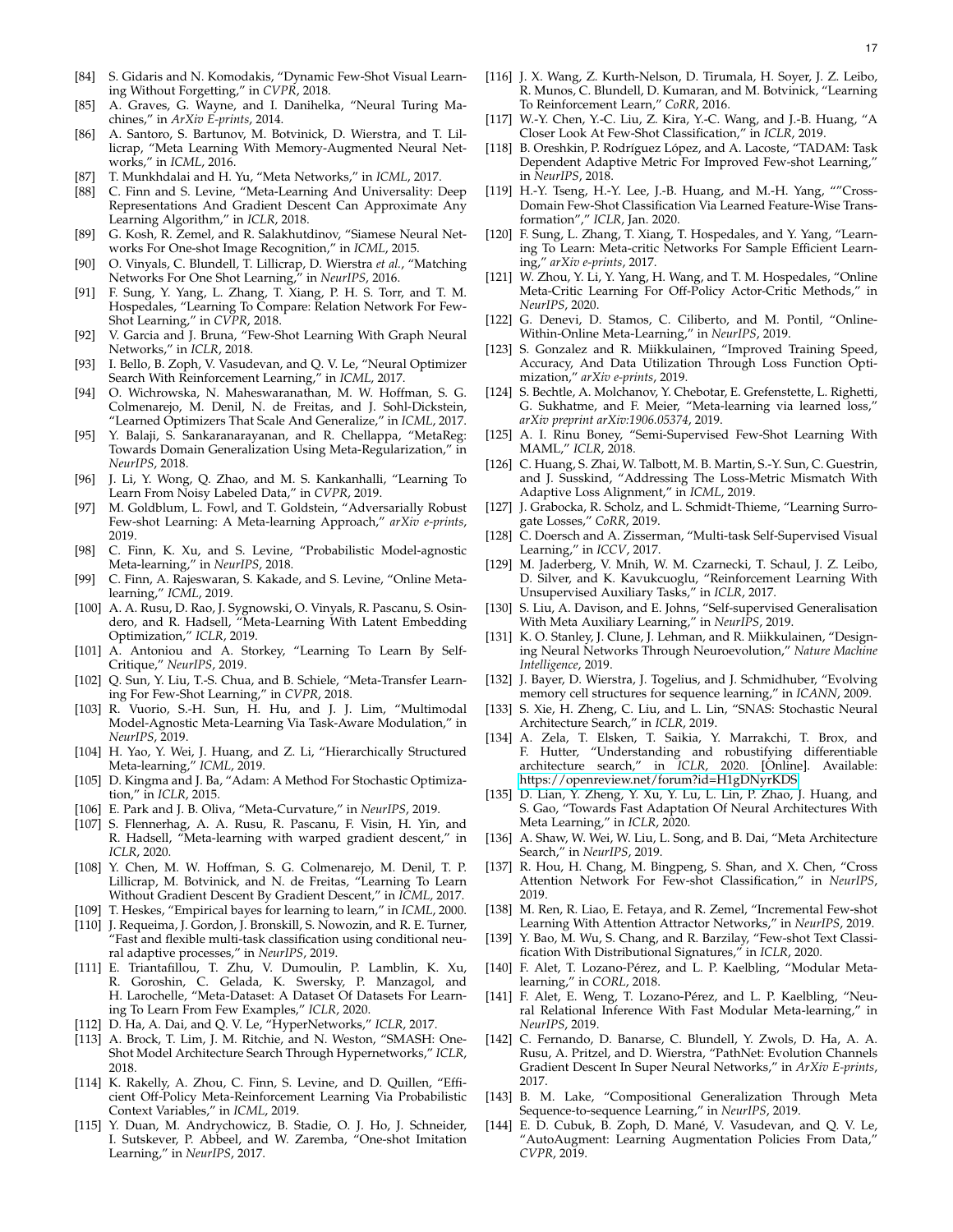[84] S. Gidaris and N. Komodakis, "Dynamic Few-Shot Visual Learning Without Forgetting," in *CVPR*, 2018.

[85] A. Graves, G. Wayne, and I. Danihelka, "Neural Turing Machines," in *ArXiv E-prints*, 2014.

[86] A. Santoro, S. Bartunov, M. Botvinick, D. Wierstra, and T. Lillicrap, "Meta Learning With Memory-Augmented Neural Networks," in *ICML*, 2016.

[87] T. Munkhdalai and H. Yu, "Meta Networks," in *ICML*, 2017.

[88] C. Finn and S. Levine, "Meta-Learning And Universality: Deep Representations And Gradient Descent Can Approximate Any Learning Algorithm," in *ICLR*, 2018.

[89] G. Kosh, R. Zemel, and R. Salakhutdinov, "Siamese Neural Networks For One-shot Image Recognition," in *ICML*, 2015.

[90] O. Vinyals, C. Blundell, T. Lillicrap, D. Wierstra *et al.*, "Matching Networks For One Shot Learning," in *NeurIPS*, 2016.

[91] F. Sung, Y. Yang, L. Zhang, T. Xiang, P. H. S. Torr, and T. M. Hospedales, "Learning To Compare: Relation Network For Few-Shot Learning," in *CVPR*, 2018.

[92] V. Garcia and J. Bruna, "Few-Shot Learning With Graph Neural Networks," in *ICLR*, 2018.

[93] I. Bello, B. Zoph, V. Vasudevan, and Q. V. Le, "Neural Optimizer Search With Reinforcement Learning," in *ICML*, 2017.

[94] O. Wichrowska, N. Maheswaranathan, M. W. Hoffman, S. G. Colmenarejo, M. Denil, N. de Freitas, and J. Sohl-Dickstein, "Learned Optimizers That Scale And Generalize," in *ICML*, 2017.

[95] Y. Balaji, S. Sankaranarayanan, and R. Chellappa, "MetaReg: Towards Domain Generalization Using Meta-Regularization," in *NeurIPS*, 2018.

[96] J. Li, Y. Wong, Q. Zhao, and M. S. Kankanhalli, "Learning To Learn From Noisy Labeled Data," in *CVPR*, 2019.

[97] M. Goldblum, L. Fowl, and T. Goldstein, "Adversarially Robust Few-shot Learning: A Meta-learning Approach," *arXiv e-prints*, 2019.

[98] C. Finn, K. Xu, and S. Levine, "Probabilistic Model-agnostic Meta-learning," in *NeurIPS*, 2018.

[99] C. Finn, A. Rajeswaran, S. Kakade, and S. Levine, "Online Meta-learning," *ICML*, 2019.

[100] A. A. Rusu, D. Rao, J. Sygnowski, O. Vinyals, R. Pascanu, S. Osindero, and R. Hadsell, "Meta-Learning With Latent Embedding Optimization," *ICLR*, 2019.

[101] A. Antoniou and A. Storkey, "Learning To Learn By Self-Critique," *NeurIPS*, 2019.

[102] Q. Sun, Y. Liu, T.-S. Chua, and B. Schiele, "Meta-Transfer Learning For Few-Shot Learning," in *CVPR*, 2018.

[103] R. Vuorio, S.-H. Sun, H. Hu, and J. J. Lim, "Multimodal Model-Agnostic Meta-Learning Via Task-Aware Modulation," in *NeurIPS*, 2019.

[104] H. Yao, Y. Wei, J. Huang, and Z. Li, "Hierarchically Structured Meta-learning," *ICML*, 2019.

[105] D. Kingma and J. Ba, "Adam: A Method For Stochastic Optimization," in *ICLR*, 2015.

[106] E. Park and J. B. Oliva, "Meta-Curvature," in *NeurIPS*, 2019.

[107] S. Flennerhag, A. A. Rusu, R. Pascanu, F. Visin, H. Yin, and R. Hadsell, "Meta-learning with warped gradient descent," in *ICLR*, 2020.

[108] Y. Chen, M. W. Hoffman, S. G. Colmenarejo, M. Denil, T. P. Lillicrap, M. Botvinick, and N. de Freitas, "Learning To Learn Without Gradient Descent By Gradient Descent," in *ICML*, 2017.

[109] T. Heskes, "Empirical bayes for learning to learn," in *ICML*, 2000.

[110] J. Requeima, J. Gordon, J. Bronskill, S. Nowozin, and R. E. Turner, "Fast and flexible multi-task classification using conditional neural adaptive processes," in *NeurIPS*, 2019.

[111] E. Triantafillou, T. Zhu, V. Dumoulin, P. Lamblin, K. Xu, R. Goroshin, C. Gelada, K. Swersky, P. Manzagol, and H. Larochelle, "Meta-Dataset: A Dataset Of Datasets For Learning To Learn From Few Examples," *ICLR*, 2020.

[112] D. Ha, A. Dai, and Q. V. Le, "HyperNetworks," *ICLR*, 2017.

[113] A. Brock, T. Lim, J. M. Ritchie, and N. Weston, "SMASH: One-Shot Model Architecture Search Through Hypernetworks," *ICLR*, 2018.

[114] K. Rakelly, A. Zhou, C. Finn, S. Levine, and D. Quillen, "Efficient Off-Policy Meta-Reinforcement Learning Via Probabilistic Context Variables," in *ICML*, 2019.

[115] Y. Duan, M. Andrychowicz, B. Stadie, O. J. Ho, J. Schneider, I. Sutskever, P. Abbeel, and W. Zaremba, "One-shot Imitation Learning," in *NeurIPS*, 2017.

[116] J. X. Wang, Z. Kurth-Nelson, D. Tirumala, H. Soyer, J. Z. Leibo, R. Munos, C. Blundell, D. Kumaran, and M. Botvinick, "Learning To Reinforcement Learn," *CoRR*, 2016.

[117] W.-Y. Chen, Y.-C. Liu, Z. Kira, Y.-C. Wang, and J.-B. Huang, "A Closer Look At Few-Shot Classification," in *ICLR*, 2019.

[118] B. Oreshkin, P. Rodríguez López, and A. Lacoste, "TADAM: Task Dependent Adaptive Metric For Improved Few-shot Learning," in *NeurIPS*, 2018.

[119] H.-Y. Tseng, H.-Y. Lee, J.-B. Huang, and M.-H. Yang, ""Cross-Domain Few-Shot Classification Via Learned Feature-Wise Transformation"," *ICLR*, Jan. 2020.

[120] F. Sung, L. Zhang, T. Xiang, T. Hospedales, and Y. Yang, "Learning To Learn: Meta-critic Networks For Sample Efficient Learning," *arXiv e-prints*, 2017.

[121] W. Zhou, Y. Li, Y. Yang, H. Wang, and T. M. Hospedales, "Online Meta-Critic Learning For Off-Policy Actor-Critic Methods," in *NeurIPS*, 2020.

[122] G. Denevi, D. Stamos, C. Ciliberto, and M. Pontil, "Online-Within-Online Meta-Learning," in *NeurIPS*, 2019.

[123] S. Gonzalez and R. Miikkulainen, "Improved Training Speed, Accuracy, And Data Utilization Through Loss Function Optimization," *arXiv e-prints*, 2019.

[124] S. Bechtle, A. Molchanov, Y. Chebotar, E. Grefenstette, L. Righetti, G. Sukhatme, and F. Meier, "Meta-learning via learned loss," *arXiv preprint arXiv:1906.05374*, 2019.

[125] A. I. Rinu Boney, "Semi-Supervised Few-Shot Learning With MAML," *ICLR*, 2018.

[126] C. Huang, S. Zhai, W. Talbott, M. B. Martin, S.-Y. Sun, C. Guestrin, and J. Susskind, "Addressing The Loss-Metric Mismatch With Adaptive Loss Alignment," in *ICML*, 2019.

[127] J. Grabocka, R. Scholz, and L. Schmidt-Thieme, "Learning Surrogate Losses," *CoRR*, 2019.

[128] C. Doersch and A. Zisserman, "Multi-task Self-Supervised Visual Learning," in *ICCV*, 2017.

[129] M. Jaderberg, V. Mnih, W. M. Czarnecki, T. Schaul, J. Z. Leibo, D. Silver, and K. Kavukcuoglu, "Reinforcement Learning With Unsupervised Auxiliary Tasks," in *ICLR*, 2017.

[130] S. Liu, A. Davison, and E. Johns, "Self-supervised Generalisation With Meta Auxiliary Learning," in *NeurIPS*, 2019.

[131] K. O. Stanley, J. Clune, J. Lehman, and R. Miikkulainen, "Designing Neural Networks Through Neuroevolution," *Nature Machine Intelligence*, 2019.

[132] J. Bayer, D. Wierstra, J. Togelius, and J. Schmidhuber, "Evolving memory cell structures for sequence learning," in *ICANN*, 2009.

[133] S. Xie, H. Zheng, C. Liu, and L. Lin, "SNAS: Stochastic Neural Architecture Search," in *ICLR*, 2019.

[134] A. Zela, T. Elsken, T. Saikia, Y. Marrakchi, T. Brox, and F. Hutter, "Understanding and robustifying differentiable architecture search," in *ICLR*, 2020. [Online]. Available: https://openreview.net/forum?id=H1gDNyrKDS

[135] D. Lian, Y. Zheng, Y. Xu, Y. Lu, L. Lin, P. Zhao, J. Huang, and S. Gao, "Towards Fast Adaptation Of Neural Architectures With Meta Learning," in *ICLR*, 2020.

[136] A. Shaw, W. Wei, W. Liu, L. Song, and B. Dai, "Meta Architecture Search," in *NeurIPS*, 2019.

[137] R. Hou, H. Chang, M. Bingpeng, S. Shan, and X. Chen, "Cross Attention Network For Few-shot Classification," in *NeurIPS*, 2019.

[138] M. Ren, R. Liao, E. Fetaya, and R. Zemel, "Incremental Few-shot Learning With Attention Attractor Networks," in *NeurIPS*, 2019.

[139] Y. Bao, M. Wu, S. Chang, and R. Barzilay, "Few-shot Text Classification With Distributional Signatures," in *ICLR*, 2020.

[140] F. Alet, T. Lozano-Pérez, and L. P. Kaelbling, "Modular Meta-learning," in *CORL*, 2018.

[141] F. Alet, E. Weng, T. Lozano-Pérez, and L. P. Kaelbling, "Neural Relational Inference With Fast Modular Meta-learning," in *NeurIPS*, 2019.

[142] C. Fernando, D. Banarse, C. Blundell, Y. Zwols, D. Ha, A. A. Rusu, A. Pritzel, and D. Wierstra, "PathNet: Evolution Channels Gradient Descent In Super Neural Networks," in *ArXiv E-prints*, 2017.

[143] B. M. Lake, "Compositional Generalization Through Meta Sequence-to-sequence Learning," in *NeurIPS*, 2019.

[144] E. D. Cubuk, B. Zoph, D. Mané, V. Vasudevan, and Q. V. Le, "AutoAugment: Learning Augmentation Policies From Data," *CVPR*, 2019.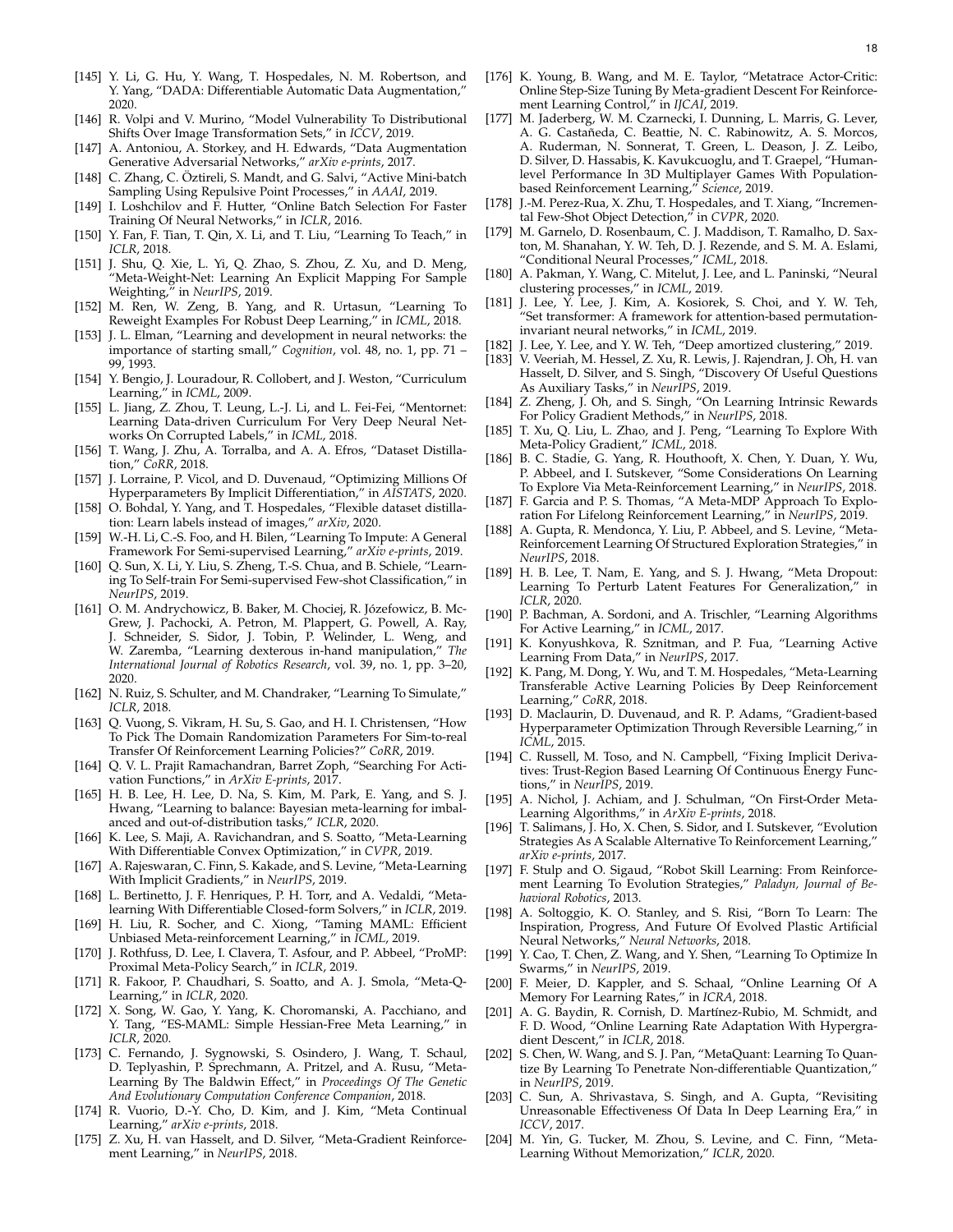[145] Y. Li, G. Hu, Y. Wang, T. Hospedales, N. M. Robertson, and Y. Yang, "DADA: Differentiable Automatic Data Augmentation," 2020.

[146] R. Volpi and V. Murino, "Model Vulnerability To Distributional Shifts Over Image Transformation Sets," in *ICCV*, 2019.

[147] A. Antoniou, A. Storkey, and H. Edwards, "Data Augmentation Generative Adversarial Networks," *arXiv e-prints*, 2017.

[148] C. Zhang, C. Öztireli, S. Mandt, and G. Salvi, "Active Mini-batch Sampling Using Repulsive Point Processes," in *AAAI*, 2019.

[149] I. Loshchilov and F. Hutter, "Online Batch Selection For Faster Training Of Neural Networks," in *ICLR*, 2016.

[150] Y. Fan, F. Tian, T. Qin, X. Li, and T. Liu, "Learning To Teach," in *ICLR*, 2018.

[151] J. Shu, Q. Xie, L. Yi, Q. Zhao, S. Zhou, Z. Xu, and D. Meng, "Meta-Weight-Net: Learning An Explicit Mapping For Sample Weighting," in *NeurIPS*, 2019.

[152] M. Ren, W. Zeng, B. Yang, and R. Urtasun, "Learning To Reweight Examples For Robust Deep Learning," in *ICML*, 2018.

[153] J. L. Elman, "Learning and development in neural networks: the importance of starting small," *Cognition*, vol. 48, no. 1, pp. 71 – 99, 1993.

[154] Y. Bengio, J. Louradour, R. Collobert, and J. Weston, "Curriculum Learning," in *ICML*, 2009.

[155] L. Jiang, Z. Zhou, T. Leung, L.-J. Li, and L. Fei-Fei, "Mentornet: Learning Data-driven Curriculum For Very Deep Neural Networks On Corrupted Labels," in *ICML*, 2018.

[156] T. Wang, J. Zhu, A. Torralba, and A. A. Efros, "Dataset Distillation," *CoRR*, 2018.

[157] J. Lorraine, P. Vicol, and D. Duvenaud, "Optimizing Millions Of Hyperparameters By Implicit Differentiation," in *AISTATS*, 2020.

[158] O. Bohdal, Y. Yang, and T. Hospedales, "Flexible dataset distillation: Learn labels instead of images," *arXiv*, 2020.

[159] W.-H. Li, C.-S. Foo, and H. Bilen, "Learning To Impute: A General Framework For Semi-supervised Learning," *arXiv e-prints*, 2019.

[160] Q. Sun, X. Li, Y. Liu, S. Zheng, T.-S. Chua, and B. Schiele, "Learning To Self-train For Semi-supervised Few-shot Classification," in *NeurIPS*, 2019.

[161] O. M. Andrychowicz, B. Baker, M. Chociej, R. Józefowicz, B. McGrew, J. Pachocki, A. Petron, M. Plappert, G. Powell, A. Ray, J. Schneider, S. Sidor, J. Tobin, P. Welinder, L. Weng, and W. Zaremba, "Learning dexterous in-hand manipulation," *The International Journal of Robotics Research*, vol. 39, no. 1, pp. 3–20, 2020.

[162] N. Ruiz, S. Schulter, and M. Chandraker, "Learning To Simulate," *ICLR*, 2018.

[163] Q. Vuong, S. Vikram, H. Su, S. Gao, and H. I. Christensen, "How To Pick The Domain Randomization Parameters For Sim-to-real Transfer Of Reinforcement Learning Policies?" *CoRR*, 2019.

[164] Q. V. L. Prajit Ramachandran, Barret Zoph, "Searching For Activation Functions," in *ArXiv E-prints*, 2017.

[165] H. B. Lee, H. Lee, D. Na, S. Kim, M. Park, E. Yang, and S. J. Hwang, "Learning to balance: Bayesian meta-learning for imbalanced and out-of-distribution tasks," *ICLR*, 2020.

[166] K. Lee, S. Maji, A. Ravichandran, and S. Soatto, "Meta-Learning With Differentiable Convex Optimization," in *CVPR*, 2019.

[167] A. Rajeswaran, C. Finn, S. Kakade, and S. Levine, "Meta-Learning With Implicit Gradients," in *NeurIPS*, 2019.

[168] L. Bertinetto, J. F. Henriques, P. H. Torr, and A. Vedaldi, "Meta-learning With Differentiable Closed-form Solvers," in *ICLR*, 2019.

[169] H. Liu, R. Socher, and C. Xiong, "Taming MAML: Efficient Unbiased Meta-reinforcement Learning," in *ICML*, 2019.

[170] J. Rothfuss, D. Lee, I. Clavera, T. Asfour, and P. Abbeel, "ProMP: Proximal Meta-Policy Search," in *ICLR*, 2019.

[171] R. Fakoor, P. Chaudhari, S. Soatto, and A. J. Smola, "Meta-Q-Learning," in *ICLR*, 2020.

[172] X. Song, W. Gao, Y. Yang, K. Choromanski, A. Pacchiano, and Y. Tang, "ES-MAML: Simple Hessian-Free Meta Learning," in *ICLR*, 2020.

[173] C. Fernando, J. Sygnowski, S. Osindero, J. Wang, T. Schaul, D. Teplyashin, P. Sprechmann, A. Pritzel, and A. Rusu, "Meta-Learning By The Baldwin Effect," in *Proceedings Of The Genetic And Evolutionary Computation Conference Companion*, 2018.

[174] R. Vuorio, D.-Y. Cho, D. Kim, and J. Kim, "Meta Continual Learning," *arXiv e-prints*, 2018.

[175] Z. Xu, H. van Hasselt, and D. Silver, "Meta-Gradient Reinforcement Learning," in *NeurIPS*, 2018.

[176] K. Young, B. Wang, and M. E. Taylor, "Metatrace Actor-Critic: Online Step-Size Tuning By Meta-gradient Descent For Reinforcement Learning Control," in *IJCAI*, 2019.

[177] M. Jaderberg, W. M. Czarnecki, I. Dunning, L. Marris, G. Lever, A. G. Castañeda, C. Beattie, N. C. Rabinowitz, A. S. Morcos, A. Ruderman, N. Sonnerat, T. Green, L. Deason, J. Z. Leibo, D. Silver, D. Hassabis, K. Kavukcuoglu, and T. Graepel, "Human-level Performance In 3D Multiplayer Games With Population-based Reinforcement Learning," *Science*, 2019.

[178] J.-M. Perez-Rua, X. Zhu, T. Hospedales, and T. Xiang, "Incremental Few-Shot Object Detection," in *CVPR*, 2020.

[179] M. Garnelo, D. Rosenbaum, C. J. Maddison, T. Ramalho, D. Saxton, M. Shanahan, Y. W. Teh, D. J. Rezende, and S. M. A. Eslami, "Conditional Neural Processes," *ICML*, 2018.

[180] A. Pakman, Y. Wang, C. Mitelut, J. Lee, and L. Paninski, "Neural clustering processes," in *ICML*, 2019.

[181] J. Lee, Y. Lee, J. Kim, A. Kosiorek, S. Choi, and Y. W. Teh, "Set transformer: A framework for attention-based permutation-invariant neural networks," in *ICML*, 2019.

[182] J. Lee, Y. Lee, and Y. W. Teh, "Deep amortized clustering," 2019.

[183] V. Veeriah, M. Hessel, Z. Xu, R. Lewis, J. Rajendran, J. Oh, H. van Hasselt, D. Silver, and S. Singh, "Discovery Of Useful Questions As Auxiliary Tasks," in *NeurIPS*, 2019.

[184] Z. Zheng, J. Oh, and S. Singh, "On Learning Intrinsic Rewards For Policy Gradient Methods," in *NeurIPS*, 2018.

[185] T. Xu, Q. Liu, L. Zhao, and J. Peng, "Learning To Explore With Meta-Policy Gradient," *ICML*, 2018.

[186] B. C. Stadie, G. Yang, R. Houthooft, X. Chen, Y. Duan, Y. Wu, P. Abbeel, and I. Sutskever, "Some Considerations On Learning To Explore Via Meta-Reinforcement Learning," in *NeurIPS*, 2018.

[187] F. Garcia and P. S. Thomas, "A Meta-MDP Approach To Exploration For Lifelong Reinforcement Learning," in *NeurIPS*, 2019.

[188] A. Gupta, R. Mendonca, Y. Liu, P. Abbeel, and S. Levine, "Meta-Reinforcement Learning Of Structured Exploration Strategies," in *NeurIPS*, 2018.

[189] H. B. Lee, T. Nam, E. Yang, and S. J. Hwang, "Meta Dropout: Learning To Perturb Latent Features For Generalization," in *ICLR*, 2020.

[190] P. Bachman, A. Sordoni, and A. Trischler, "Learning Algorithms For Active Learning," in *ICML*, 2017.

[191] K. Konyushkova, R. Sznitman, and P. Fua, "Learning Active Learning From Data," in *NeurIPS*, 2017.

[192] K. Pang, M. Dong, Y. Wu, and T. M. Hospedales, "Meta-Learning Transferable Active Learning Policies By Deep Reinforcement Learning," *CoRR*, 2018.

[193] D. Maclaurin, D. Duvenaud, and R. P. Adams, "Gradient-based Hyperparameter Optimization Through Reversible Learning," in *ICML*, 2015.

[194] C. Russell, M. Toso, and N. Campbell, "Fixing Implicit Derivatives: Trust-Region Based Learning Of Continuous Energy Functions," in *NeurIPS*, 2019.

[195] A. Nichol, J. Achiam, and J. Schulman, "On First-Order Meta-Learning Algorithms," in *ArXiv E-prints*, 2018.

[196] T. Salimans, J. Ho, X. Chen, S. Sidor, and I. Sutskever, "Evolution Strategies As A Scalable Alternative To Reinforcement Learning," *arXiv e-prints*, 2017.

[197] F. Stulp and O. Sigaud, "Robot Skill Learning: From Reinforcement Learning To Evolution Strategies," *Paladyn, Journal of Behavioral Robotics*, 2013.

[198] A. Soltoggio, K. O. Stanley, and S. Risi, "Born To Learn: The Inspiration, Progress, And Future Of Evolved Plastic Artificial Neural Networks," *Neural Networks*, 2018.

[199] Y. Cao, T. Chen, Z. Wang, and Y. Shen, "Learning To Optimize In Swarms," in *NeurIPS*, 2019.

[200] F. Meier, D. Kappler, and S. Schaal, "Online Learning Of A Memory For Learning Rates," in *ICRA*, 2018.

[201] A. G. Baydin, R. Cornish, D. Martínez-Rubio, M. Schmidt, and F. D. Wood, "Online Learning Rate Adaptation With Hypergradient Descent," in *ICLR*, 2018.

[202] S. Chen, W. Wang, and S. J. Pan, "MetaQuant: Learning To Quantize By Learning To Penetrate Non-differentiable Quantization," in *NeurIPS*, 2019.

[203] C. Sun, A. Shrivastava, S. Singh, and A. Gupta, "Revisiting Unreasonable Effectiveness Of Data In Deep Learning Era," in *ICCV*, 2017.

[204] M. Yin, G. Tucker, M. Zhou, S. Levine, and C. Finn, "Meta-Learning Without Memorization," *ICLR*, 2020.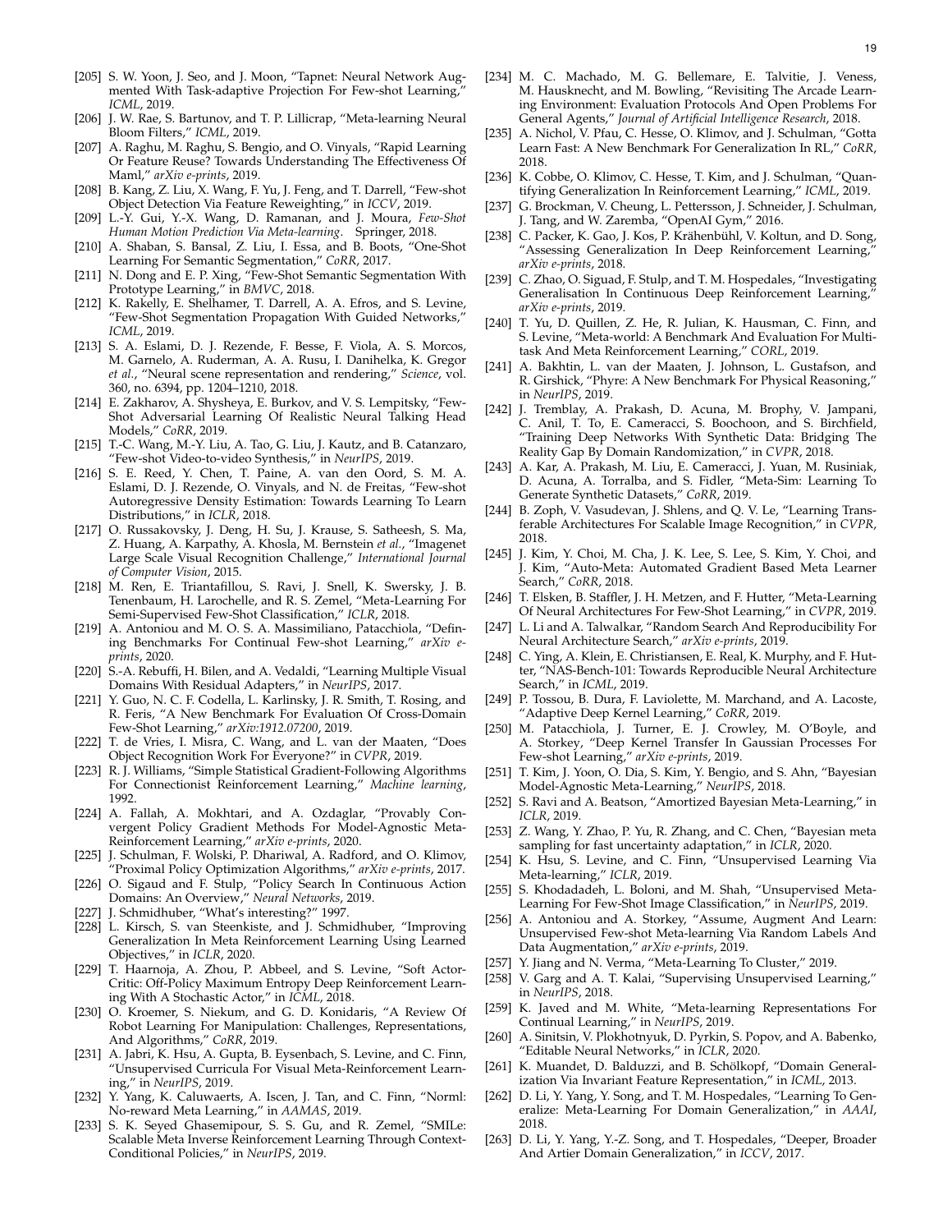[205] S. W. Yoon, J. Seo, and J. Moon, "Tapnet: Neural Network Augmented With Task-adaptive Projection For Few-shot Learning," *ICML*, 2019.

[206] J. W. Rae, S. Bartunov, and T. P. Lillicrap, "Meta-learning Neural Bloom Filters," *ICML*, 2019.

[207] A. Raghu, M. Raghu, S. Bengio, and O. Vinyals, "Rapid Learning Or Feature Reuse? Towards Understanding The Effectiveness Of Maml," *arXiv e-prints*, 2019.

[208] B. Kang, Z. Liu, X. Wang, F. Yu, J. Feng, and T. Darrell, "Few-shot Object Detection Via Feature Reweighting," in *ICCV*, 2019.

[209] L.-Y. Gui, Y.-X. Wang, D. Ramanan, and J. Moura, *Few-Shot Human Motion Prediction Via Meta-learning*. Springer, 2018.

[210] A. Shaban, S. Bansal, Z. Liu, I. Essa, and B. Boots, "One-Shot Learning For Semantic Segmentation," *CoRR*, 2017.

[211] N. Dong and E. P. Xing, "Few-Shot Semantic Segmentation With Prototype Learning," in *BMVC*, 2018.

[212] K. Rakelly, E. Shelhamer, T. Darrell, A. A. Efros, and S. Levine, "Few-Shot Segmentation Propagation With Guided Networks," *ICML*, 2019.

[213] S. A. Eslami, D. J. Rezende, F. Besse, F. Viola, A. S. Morcos, M. Garnelo, A. Ruderman, A. A. Rusu, I. Danihelka, K. Gregor *et al.*, "Neural scene representation and rendering," *Science*, vol. 360, no. 6394, pp. 1204–1210, 2018.

[214] E. Zakharov, A. Shysheya, E. Burkov, and V. S. Lempitsky, "Few-Shot Adversarial Learning Of Realistic Neural Talking Head Models," *CoRR*, 2019.

[215] T.-C. Wang, M.-Y. Liu, A. Tao, G. Liu, J. Kautz, and B. Catanzaro, "Few-shot Video-to-video Synthesis," in *NeurIPS*, 2019.

[216] S. E. Reed, Y. Chen, T. Paine, A. van den Oord, S. M. A. Eslami, D. J. Rezende, O. Vinyals, and N. de Freitas, "Few-shot Autoregressive Density Estimation: Towards Learning To Learn Distributions," in *ICLR*, 2018.

[217] O. Russakovsky, J. Deng, H. Su, J. Krause, S. Satheesh, S. Ma, Z. Huang, A. Karpathy, A. Khosla, M. Bernstein *et al.*, "Imagenet Large Scale Visual Recognition Challenge," *International Journal of Computer Vision*, 2015.

[218] M. Ren, E. Triantafillou, S. Ravi, J. Snell, K. Swersky, J. B. Tenenbaum, H. Larochelle, and R. S. Zemel, "Meta-Learning For Semi-Supervised Few-Shot Classification," *ICLR*, 2018.

[219] A. Antoniou and M. O. S. A. Massimiliano, Patacchiola, "Defining Benchmarks For Continual Few-shot Learning," *arXiv e-prints*, 2020.

[220] S.-A. Rebuffi, H. Bilen, and A. Vedaldi, "Learning Multiple Visual Domains With Residual Adapters," in *NeurIPS*, 2017.

[221] Y. Guo, N. C. F. Codella, L. Karlinsky, J. R. Smith, T. Rosing, and R. Feris, "A New Benchmark For Evaluation Of Cross-Domain Few-Shot Learning," *arXiv:1912.07200*, 2019.

[222] T. de Vries, I. Misra, C. Wang, and L. van der Maaten, "Does Object Recognition Work For Everyone?" in *CVPR*, 2019.

[223] R. J. Williams, "Simple Statistical Gradient-Following Algorithms For Connectionist Reinforcement Learning," *Machine learning*, 1992.

[224] A. Fallah, A. Mokhtari, and A. Ozdaglar, "Provably Convergent Policy Gradient Methods For Model-Agnostic Meta-Reinforcement Learning," *arXiv e-prints*, 2020.

[225] J. Schulman, F. Wolski, P. Dhariwal, A. Radford, and O. Klimov, "Proximal Policy Optimization Algorithms," *arXiv e-prints*, 2017.

[226] O. Sigaud and F. Stulp, "Policy Search In Continuous Action Domains: An Overview," *Neural Networks*, 2019.

[227] J. Schmidhuber, "What's interesting?" 1997.

[228] L. Kirsch, S. van Steenkiste, and J. Schmidhuber, "Improving Generalization In Meta Reinforcement Learning Using Learned Objectives," in *ICLR*, 2020.

[229] T. Haarnoja, A. Zhou, P. Abbeel, and S. Levine, "Soft Actor-Critic: Off-Policy Maximum Entropy Deep Reinforcement Learning With A Stochastic Actor," in *ICML*, 2018.

[230] O. Kroemer, S. Niekum, and G. D. Konidaris, "A Review Of Robot Learning For Manipulation: Challenges, Representations, And Algorithms," *CoRR*, 2019.

[231] A. Jabri, K. Hsu, A. Gupta, B. Eysenbach, S. Levine, and C. Finn, "Unsupervised Curricula For Visual Meta-Reinforcement Learning," in *NeurIPS*, 2019.

[232] Y. Yang, K. Caluwaerts, A. Iscen, J. Tan, and C. Finn, "Norml: No-reward Meta Learning," in *AAMAS*, 2019.

[233] S. K. Seyed Ghasemipour, S. S. Gu, and R. Zemel, "SMILe: Scalable Meta Inverse Reinforcement Learning Through Context-Conditional Policies," in *NeurIPS*, 2019.

[234] M. C. Machado, M. G. Bellemare, E. Talvitie, J. Veness, M. Hausknecht, and M. Bowling, "Revisiting The Arcade Learning Environment: Evaluation Protocols And Open Problems For General Agents," *Journal of Artificial Intelligence Research*, 2018.

[235] A. Nichol, V. Pfau, C. Hesse, O. Klimov, and J. Schulman, "Gotta Learn Fast: A New Benchmark For Generalization In RL," *CoRR*, 2018.

[236] K. Cobbe, O. Klimov, C. Hesse, T. Kim, and J. Schulman, "Quantifying Generalization In Reinforcement Learning," *ICML*, 2019.

[237] G. Brockman, V. Cheung, L. Pettersson, J. Schneider, J. Schulman, J. Tang, and W. Zaremba, "OpenAI Gym," 2016.

[238] C. Packer, K. Gao, J. Kos, P. Krähenbühl, V. Koltun, and D. Song, "Assessing Generalization In Deep Reinforcement Learning," *arXiv e-prints*, 2018.

[239] C. Zhao, O. Siguad, F. Stulp, and T. M. Hospedales, "Investigating Generalisation In Continuous Deep Reinforcement Learning," *arXiv e-prints*, 2019.

[240] T. Yu, D. Quillen, Z. He, R. Julian, K. Hausman, C. Finn, and S. Levine, "Meta-world: A Benchmark And Evaluation For Multi-task And Meta Reinforcement Learning," *CORL*, 2019.

[241] A. Bakhtin, L. van der Maaten, J. Johnson, L. Gustafson, and R. Girshick, "Phyre: A New Benchmark For Physical Reasoning," in *NeurIPS*, 2019.

[242] J. Tremblay, A. Prakash, D. Acuna, M. Brophy, V. Jampani, C. Anil, T. To, E. Cameracci, S. Boochoon, and S. Birchfield, "Training Deep Networks With Synthetic Data: Bridging The Reality Gap By Domain Randomization," in *CVPR*, 2018.

[243] A. Kar, A. Prakash, M. Liu, E. Cameracci, J. Yuan, M. Rusiniak, D. Acuna, A. Torralba, and S. Fidler, "Meta-Sim: Learning To Generate Synthetic Datasets," *CoRR*, 2019.

[244] B. Zoph, V. Vasudevan, J. Shlens, and Q. V. Le, "Learning Transferable Architectures For Scalable Image Recognition," in *CVPR*, 2018.

[245] J. Kim, Y. Choi, M. Cha, J. K. Lee, S. Lee, S. Kim, Y. Choi, and J. Kim, "Auto-Meta: Automated Gradient Based Meta Learner Search," *CoRR*, 2018.

[246] T. Elsken, B. Staffler, J. H. Metzen, and F. Hutter, "Meta-Learning Of Neural Architectures For Few-Shot Learning," in *CVPR*, 2019.

[247] L. Li and A. Talwalkar, "Random Search And Reproducibility For Neural Architecture Search," *arXiv e-prints*, 2019.

[248] C. Ying, A. Klein, E. Christiansen, E. Real, K. Murphy, and F. Hutter, "NAS-Bench-101: Towards Reproducible Neural Architecture Search," in *ICML*, 2019.

[249] P. Tossou, B. Dura, F. Laviolette, M. Marchand, and A. Lacoste, "Adaptive Deep Kernel Learning," *CoRR*, 2019.

[250] M. Patacchiola, J. Turner, E. J. Crowley, M. O'Boyle, and A. Storkey, "Deep Kernel Transfer In Gaussian Processes For Few-shot Learning," *arXiv e-prints*, 2019.

[251] T. Kim, J. Yoon, O. Dia, S. Kim, Y. Bengio, and S. Ahn, "Bayesian Model-Agnostic Meta-Learning," *NeurIPS*, 2018.

[252] S. Ravi and A. Beatson, "Amortized Bayesian Meta-Learning," in *ICLR*, 2019.

[253] Z. Wang, Y. Zhao, P. Yu, R. Zhang, and C. Chen, "Bayesian meta sampling for fast uncertainty adaptation," in *ICLR*, 2020.

[254] K. Hsu, S. Levine, and C. Finn, "Unsupervised Learning Via Meta-learning," *ICLR*, 2019.

[255] S. Khodadadeh, L. Boloni, and M. Shah, "Unsupervised Meta-Learning For Few-Shot Image Classification," in *NeurIPS*, 2019.

[256] A. Antoniou and A. Storkey, "Assume, Augment And Learn: Unsupervised Few-shot Meta-learning Via Random Labels And Data Augmentation," *arXiv e-prints*, 2019.

[257] Y. Jiang and N. Verma, "Meta-Learning To Cluster," 2019.

[258] V. Garg and A. T. Kalai, "Supervising Unsupervised Learning," in *NeurIPS*, 2018.

[259] K. Javed and M. White, "Meta-learning Representations For Continual Learning," in *NeurIPS*, 2019.

[260] A. Sinitsin, V. Plokhotnyuk, D. Pyrkin, S. Popov, and A. Babenko, "Editable Neural Networks," in *ICLR*, 2020.

[261] K. Muandet, D. Balduzzi, and B. Schölkopf, "Domain Generalization Via Invariant Feature Representation," in *ICML*, 2013.

[262] D. Li, Y. Yang, Y. Song, and T. M. Hospedales, "Learning To Generalize: Meta-Learning For Domain Generalization," in *AAAI*, 2018.

[263] D. Li, Y. Yang, Y.-Z. Song, and T. Hospedales, "Deeper, Broader And Artier Domain Generalization," in *ICCV*, 2017.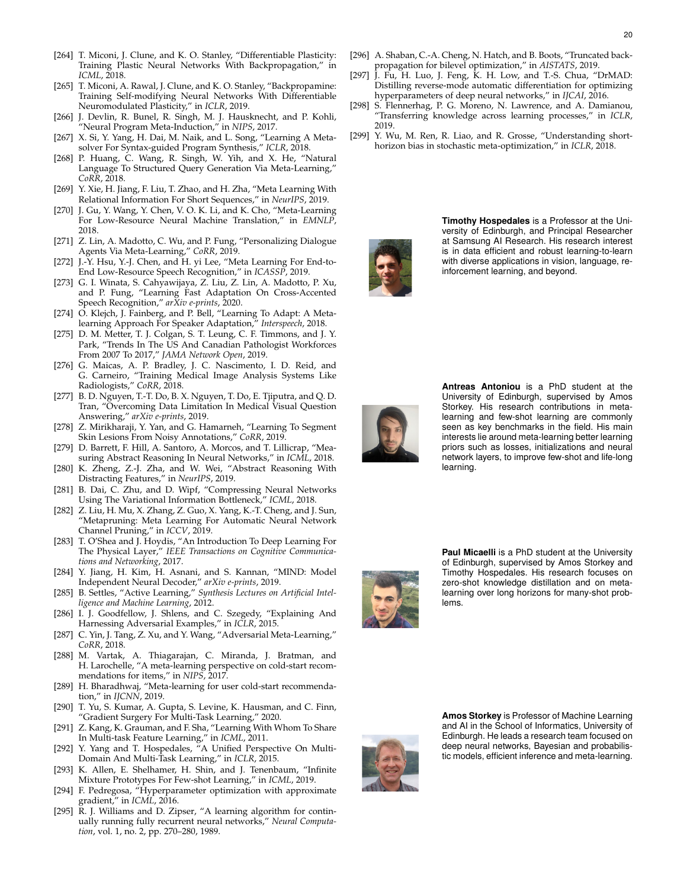[264] T. Miconi, J. Clune, and K. O. Stanley, "Differentiable Plasticity: Training Plastic Neural Networks With Backpropagation," in *ICML*, 2018.

[265] T. Miconi, A. Rawal, J. Clune, and K. O. Stanley, "Backpropamine: Training Self-modifying Neural Networks With Differentiable Neuromodulated Plasticity," in *ICLR*, 2019.

[266] J. Devlin, R. Bunel, R. Singh, M. J. Hausknecht, and P. Kohli, "Neural Program Meta-Induction," in *NIPS*, 2017.

[267] X. Si, Y. Yang, H. Dai, M. Naik, and L. Song, "Learning A Meta-solver For Syntax-guided Program Synthesis," *ICLR*, 2018.

[268] P. Huang, C. Wang, R. Singh, W. Yih, and X. He, "Natural Language To Structured Query Generation Via Meta-Learning," *CoRR*, 2018.

[269] Y. Xie, H. Jiang, F. Liu, T. Zhao, and H. Zha, "Meta Learning With Relational Information For Short Sequences," in *NeurIPS*, 2019.

[270] J. Gu, Y. Wang, Y. Chen, V. O. K. Li, and K. Cho, "Meta-Learning For Low-Resource Neural Machine Translation," in *EMNLP*, 2018.

[271] Z. Lin, A. Madotto, C. Wu, and P. Fung, "Personalizing Dialogue Agents Via Meta-Learning," *CoRR*, 2019.

[272] J.-Y. Hsu, Y.-J. Chen, and H. yi Lee, "Meta Learning For End-to-End Low-Resource Speech Recognition," in *ICASSP*, 2019.

[273] G. I. Winata, S. Cahyawijaya, Z. Liu, Z. Lin, A. Madotto, P. Xu, and P. Fung, "Learning Fast Adaptation On Cross-Accented Speech Recognition," *arXiv e-prints*, 2020.

[274] O. Klejch, J. Fainberg, and P. Bell, "Learning To Adapt: A Meta-learning Approach For Speaker Adaptation," *Interspeech*, 2018.

[275] D. M. Metter, T. J. Colgan, S. T. Leung, C. F. Timmons, and J. Y. Park, "Trends In The US And Canadian Pathologist Workforces From 2007 To 2017," *JAMA Network Open*, 2019.

[276] G. Maicas, A. P. Bradley, J. C. Nascimento, I. D. Reid, and G. Carneiro, "Training Medical Image Analysis Systems Like Radiologists," *CoRR*, 2018.

[277] B. D. Nguyen, T.-T. Do, B. X. Nguyen, T. Do, E. Tjiputra, and Q. D. Tran, "Overcoming Data Limitation In Medical Visual Question Answering," *arXiv e-prints*, 2019.

[278] Z. Mirikharaji, Y. Yan, and G. Hamarneh, "Learning To Segment Skin Lesions From Noisy Annotations," *CoRR*, 2019.

[279] D. Barrett, F. Hill, A. Santoro, A. Morcos, and T. Lillicrap, "Measuring Abstract Reasoning In Neural Networks," in *ICML*, 2018.

[280] K. Zheng, Z.-J. Zha, and W. Wei, "Abstract Reasoning With Distracting Features," in *NeurIPS*, 2019.

[281] B. Dai, C. Zhu, and D. Wipf, "Compressing Neural Networks Using The Variational Information Bottleneck," *ICML*, 2018.

[282] Z. Liu, H. Mu, X. Zhang, Z. Guo, X. Yang, K.-T. Cheng, and J. Sun, "Metapruning: Meta Learning For Automatic Neural Network Channel Pruning," in *ICCV*, 2019.

[283] T. O'Shea and J. Hoydis, "An Introduction To Deep Learning For The Physical Layer," *IEEE Transactions on Cognitive Communications and Networking*, 2017.

[284] Y. Jiang, H. Kim, H. Asnani, and S. Kannan, "MIND: Model Independent Neural Decoder," *arXiv e-prints*, 2019.

[285] B. Settles, "Active Learning," *Synthesis Lectures on Artificial Intelligence and Machine Learning*, 2012.

[286] I. J. Goodfellow, J. Shlens, and C. Szegedy, "Explaining And Harnessing Adversarial Examples," in *ICLR*, 2015.

[287] C. Yin, J. Tang, Z. Xu, and Y. Wang, "Adversarial Meta-Learning," *CoRR*, 2018.

[288] M. Vartak, A. Thiagarajan, C. Miranda, J. Bratman, and H. Larochelle, "A meta-learning perspective on cold-start recommendations for items," in *NIPS*, 2017.

[289] H. Bharadhwaj, "Meta-learning for user cold-start recommendation," in *IJCNN*, 2019.

[290] T. Yu, S. Kumar, A. Gupta, S. Levine, K. Hausman, and C. Finn, "Gradient Surgery For Multi-Task Learning," 2020.

[291] Z. Kang, K. Grauman, and F. Sha, "Learning With Whom To Share In Multi-task Feature Learning," in *ICML*, 2011.

[292] Y. Yang and T. Hospedales, "A Unified Perspective On Multi-Domain And Multi-Task Learning," in *ICLR*, 2015.

[293] K. Allen, E. Shelhamer, H. Shin, and J. Tenenbaum, "Infinite Mixture Prototypes For Few-shot Learning," in *ICML*, 2019.

[294] F. Pedregosa, "Hyperparameter optimization with approximate gradient," in *ICML*, 2016.

[295] R. J. Williams and D. Zipser, "A learning algorithm for continually running fully recurrent neural networks," *Neural Computation*, vol. 1, no. 2, pp. 270–280, 1989.

[296] A. Shaban, C.-A. Cheng, N. Hatch, and B. Boots, "Truncated back-propagation for bilevel optimization," in *AISTATS*, 2019.

[297] J. Fu, H. Luo, J. Feng, K. H. Low, and T.-S. Chua, "DrMAD: Distilling reverse-mode automatic differentiation for optimizing hyperparameters of deep neural networks," in *IJCAI*, 2016.

[298] S. Flennerhag, P. G. Moreno, N. Lawrence, and A. Damianou, "Transferring knowledge across learning processes," in *ICLR*, 2019.

[299] Y. Wu, M. Ren, R. Liao, and R. Grosse, "Understanding short-horizon bias in stochastic meta-optimization," in *ICLR*, 2018.

**Timothy Hospedales** is a Professor at the University of Edinburgh, and Principal Researcher at Samsung AI Research. His research interest is in data efficient and robust learning-to-learn with diverse applications in vision, language, reinforcement learning, and beyond.

**Antreas Antoniou** is a PhD student at the University of Edinburgh, supervised by Amos Storkey. His research contributions in meta-learning and few-shot learning are commonly seen as key benchmarks in the field. His main interests lie around meta-learning better learning priors such as losses, initializations and neural network layers, to improve few-shot and life-long learning.

**Paul Micaelli** is a PhD student at the University of Edinburgh, supervised by Amos Storkey and Timothy Hospedales. His research focuses on zero-shot knowledge distillation and on meta-learning over long horizons for many-shot problems.

**Amos Storkey** is Professor of Machine Learning and AI in the School of Informatics, University of Edinburgh. He leads a research team focused on deep neural networks, Bayesian and probabilistic models, efficient inference and meta-learning.